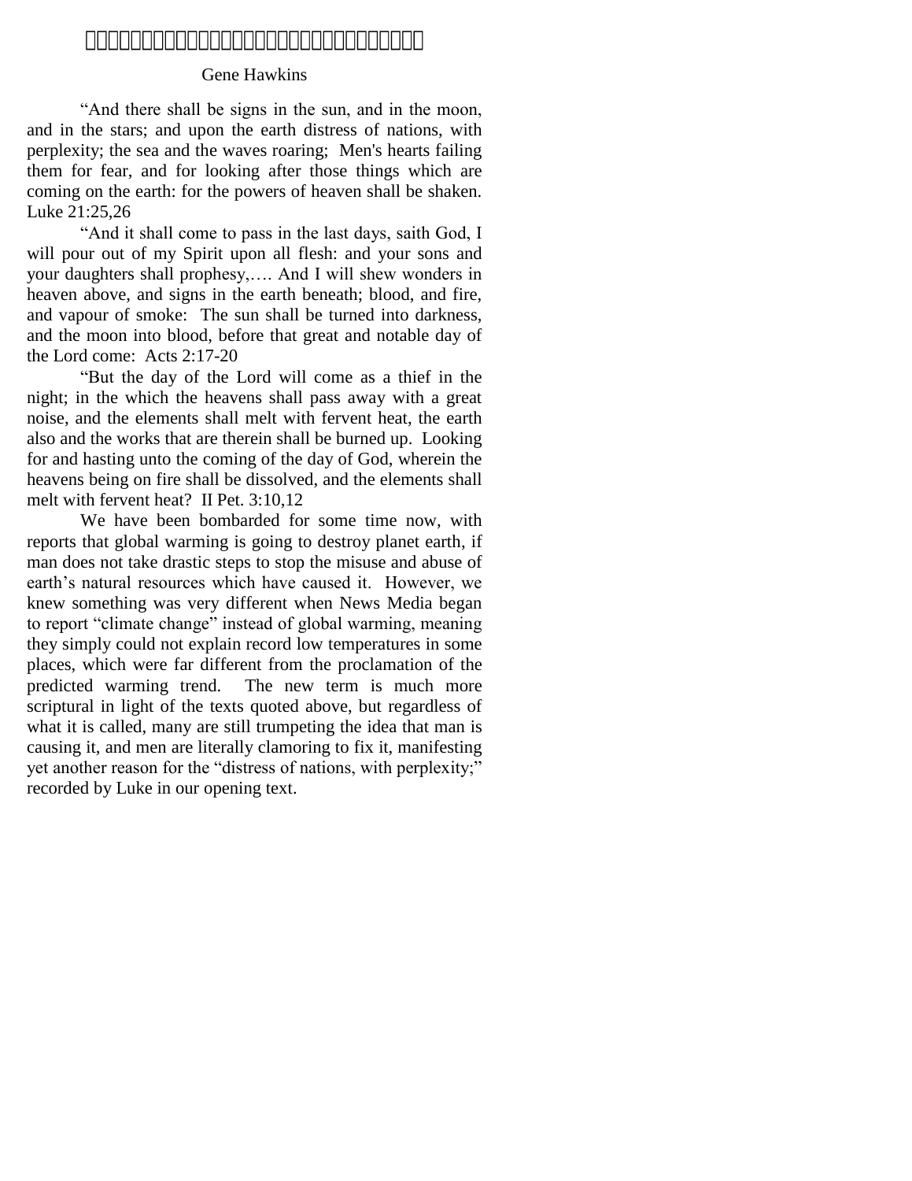Gene Hawkins

“And there shall be signs in the sun, and in the moon, and in the stars; and upon the earth distress of nations, with perplexity; the sea and the waves roaring; Men's hearts failing them for fear, and for looking after those things which are coming on the earth: for the powers of heaven shall be shaken. Luke 21:25,26

“And it shall come to pass in the last days, saith God, I will pour out of my Spirit upon all flesh: and your sons and your daughters shall prophesy,…. And I will shew wonders in heaven above, and signs in the earth beneath; blood, and fire, and vapour of smoke: The sun shall be turned into darkness, and the moon into blood, before that great and notable day of the Lord come: Acts 2:17-20

“But the day of the Lord will come as a thief in the night; in the which the heavens shall pass away with a great noise, and the elements shall melt with fervent heat, the earth also and the works that are therein shall be burned up. Looking for and hasting unto the coming of the day of God, wherein the heavens being on fire shall be dissolved, and the elements shall melt with fervent heat? II Pet. 3:10,12

We have been bombarded for some time now, with reports that global warming is going to destroy planet earth, if man does not take drastic steps to stop the misuse and abuse of earth’s natural resources which have caused it. However, we knew something was very different when News Media began to report “climate change” instead of global warming, meaning they simply could not explain record low temperatures in some places, which were far different from the proclamation of the predicted warming trend. The new term is much more scriptural in light of the texts quoted above, but regardless of what it is called, many are still trumpeting the idea that man is causing it, and men are literally clamoring to fix it, manifesting yet another reason for the “distress of nations, with perplexity;” recorded by Luke in our opening text.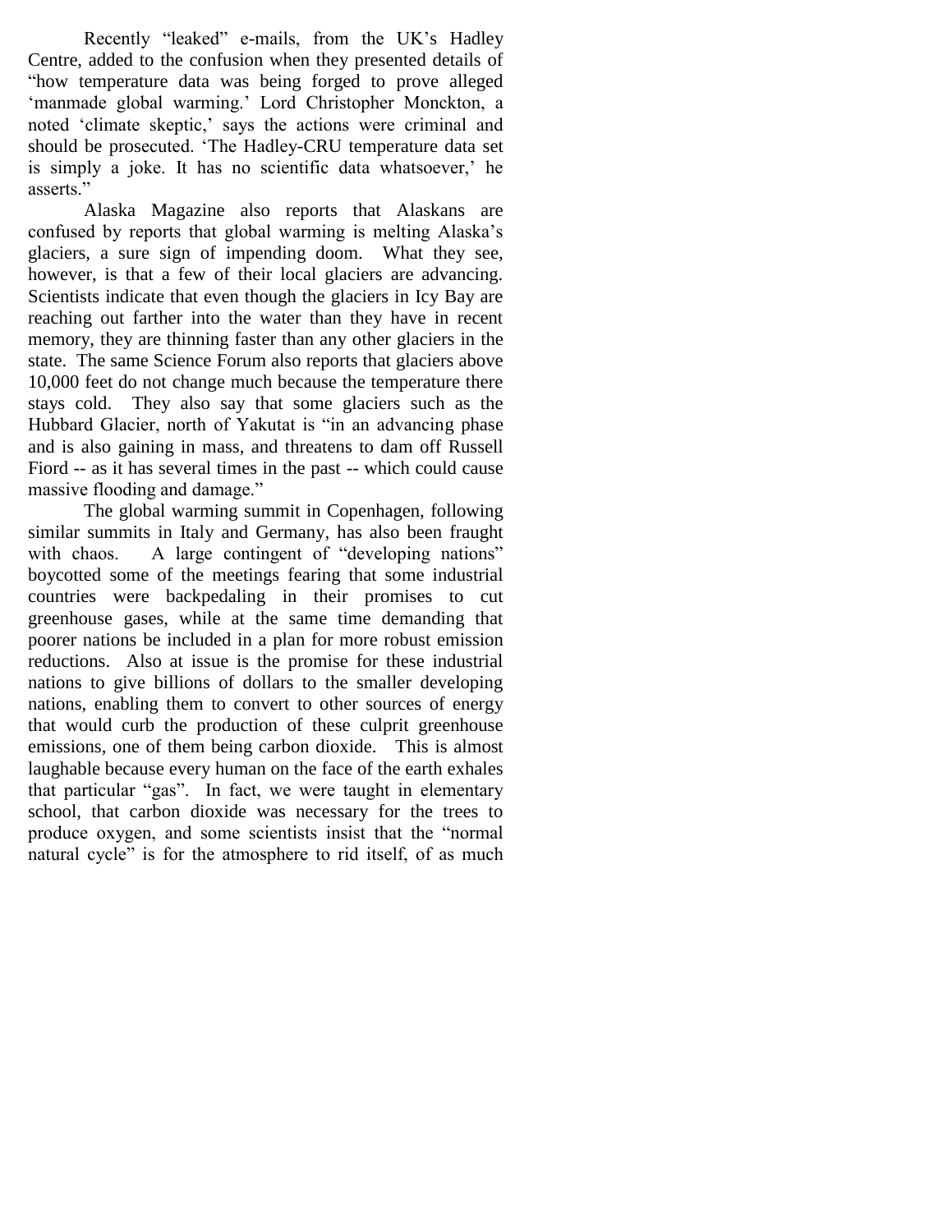Recently "leaked" e-mails, from the UK's Hadley Centre, added to the confusion when they presented details of "how temperature data was being forged to prove alleged 'manmade global warming.' Lord Christopher Monckton, a noted 'climate skeptic,' says the actions were criminal and should be prosecuted. 'The Hadley-CRU temperature data set is simply a joke. It has no scientific data whatsoever,' he asserts."

Alaska Magazine also reports that Alaskans are confused by reports that global warming is melting Alaska's glaciers, a sure sign of impending doom. What they see, however, is that a few of their local glaciers are advancing. Scientists indicate that even though the glaciers in Icy Bay are reaching out farther into the water than they have in recent memory, they are thinning faster than any other glaciers in the state. The same Science Forum also reports that glaciers above 10,000 feet do not change much because the temperature there stays cold. They also say that some glaciers such as the Hubbard Glacier, north of Yakutat is "in an advancing phase and is also gaining in mass, and threatens to dam off Russell Fiord -- as it has several times in the past -- which could cause massive flooding and damage."

The global warming summit in Copenhagen, following similar summits in Italy and Germany, has also been fraught with chaos. A large contingent of "developing nations" boycotted some of the meetings fearing that some industrial countries were backpedaling in their promises to cut greenhouse gases, while at the same time demanding that poorer nations be included in a plan for more robust emission reductions. Also at issue is the promise for these industrial nations to give billions of dollars to the smaller developing nations, enabling them to convert to other sources of energy that would curb the production of these culprit greenhouse emissions, one of them being carbon dioxide. This is almost laughable because every human on the face of the earth exhales that particular "gas". In fact, we were taught in elementary school, that carbon dioxide was necessary for the trees to produce oxygen, and some scientists insist that the "normal natural cycle" is for the atmosphere to rid itself, of as much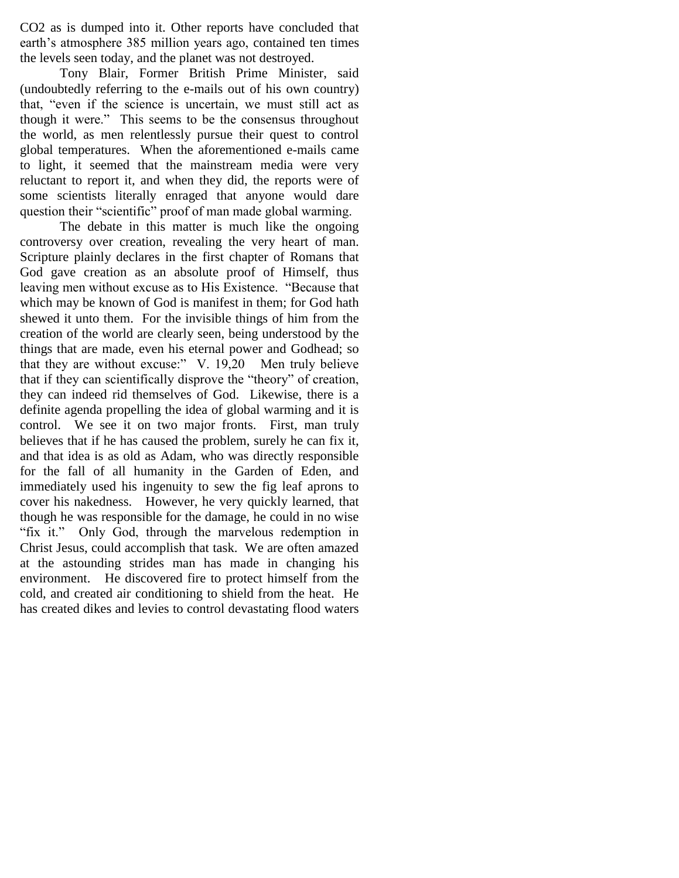$CO_2$ as is dumped into it. Other reports have concluded that earth's atmosphere 385 million years ago, contained ten times the levels seen today, and the planet was not destroyed.

Tony Blair, Former British Prime Minister, said (undoubtedly referring to the e-mails out of his own country) that, "even if the science is uncertain, we must still act as though it were." This seems to be the consensus throughout the world, as men relentlessly pursue their quest to control global temperatures. When the aforementioned e-mails came to light, it seemed that the mainstream media were very reluctant to report it, and when they did, the reports were of some scientists literally enraged that anyone would dare question their "scientific" proof of man made global warming.

The debate in this matter is much like the ongoing controversy over creation, revealing the very heart of man. Scripture plainly declares in the first chapter of Romans that God gave creation as an absolute proof of Himself, thus leaving men without excuse as to His Existence. "Because that which may be known of God is manifest in them; for God hath shewed it unto them. For the invisible things of him from the creation of the world are clearly seen, being understood by the things that are made, even his eternal power and Godhead; so that they are without excuse:" V. 19,20 Men truly believe that if they can scientifically disprove the "theory" of creation, they can indeed rid themselves of God. Likewise, there is a definite agenda propelling the idea of global warming and it is control. We see it on two major fronts. First, man truly believes that if he has caused the problem, surely he can fix it, and that idea is as old as Adam, who was directly responsible for the fall of all humanity in the Garden of Eden, and immediately used his ingenuity to sew the fig leaf aprons to cover his nakedness. However, he very quickly learned, that though he was responsible for the damage, he could in no wise "fix it." Only God, through the marvelous redemption in Christ Jesus, could accomplish that task. We are often amazed at the astounding strides man has made in changing his environment. He discovered fire to protect himself from the cold, and created air conditioning to shield from the heat. He has created dikes and levies to control devastating flood waters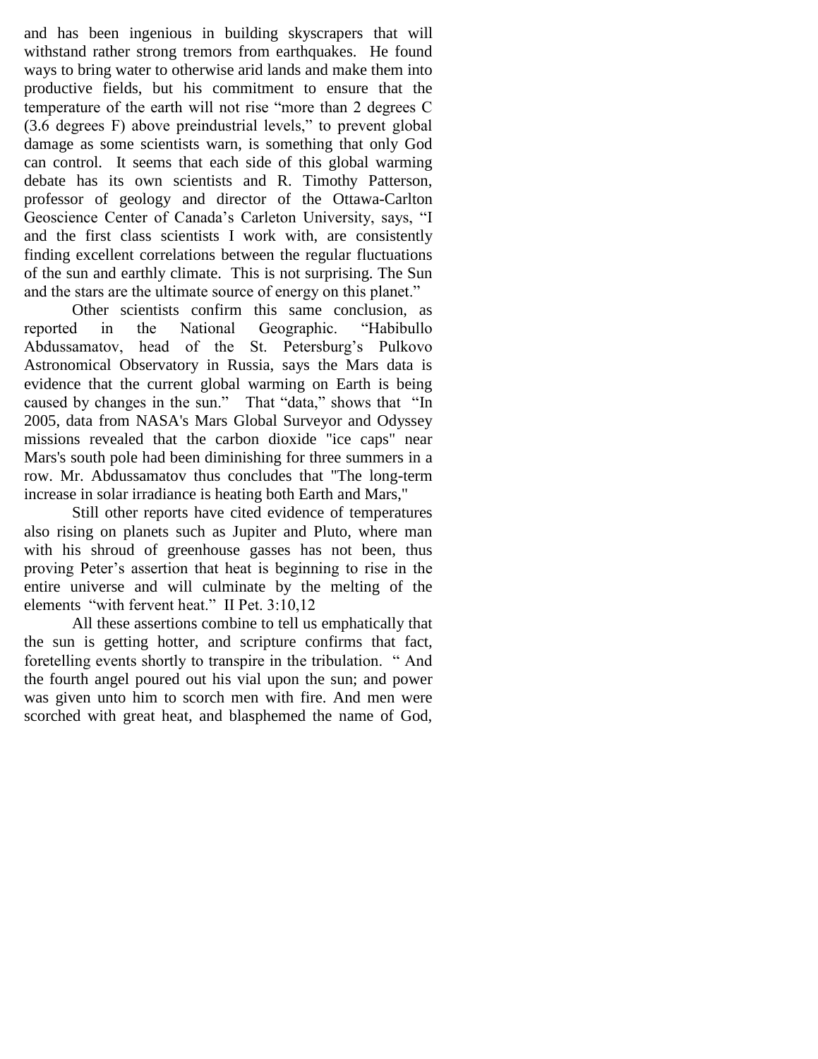and has been ingenious in building skyscrapers that will withstand rather strong tremors from earthquakes. He found ways to bring water to otherwise arid lands and make them into productive fields, but his commitment to ensure that the temperature of the earth will not rise "more than 2 degrees C (3.6 degrees F) above preindustrial levels," to prevent global damage as some scientists warn, is something that only God can control. It seems that each side of this global warming debate has its own scientists and R. Timothy Patterson, professor of geology and director of the Ottawa-Carlton Geoscience Center of Canada's Carleton University, says, "I and the first class scientists I work with, are consistently finding excellent correlations between the regular fluctuations of the sun and earthly climate. This is not surprising. The Sun and the stars are the ultimate source of energy on this planet."

Other scientists confirm this same conclusion, as reported in the National Geographic. "Habibullo Abdussamatov, head of the St. Petersburg's Pulkovo Astronomical Observatory in Russia, says the Mars data is evidence that the current global warming on Earth is being caused by changes in the sun." That "data," shows that "In 2005, data from NASA's Mars Global Surveyor and Odyssey missions revealed that the carbon dioxide "ice caps" near Mars's south pole had been diminishing for three summers in a row. Mr. Abdussamatov thus concludes that "The long-term increase in solar irradiance is heating both Earth and Mars,"

Still other reports have cited evidence of temperatures also rising on planets such as Jupiter and Pluto, where man with his shroud of greenhouse gasses has not been, thus proving Peter's assertion that heat is beginning to rise in the entire universe and will culminate by the melting of the elements "with fervent heat." II Pet. 3:10,12

All these assertions combine to tell us emphatically that the sun is getting hotter, and scripture confirms that fact, foretelling events shortly to transpire in the tribulation. " And the fourth angel poured out his vial upon the sun; and power was given unto him to scorch men with fire. And men were scorched with great heat, and blasphemed the name of God,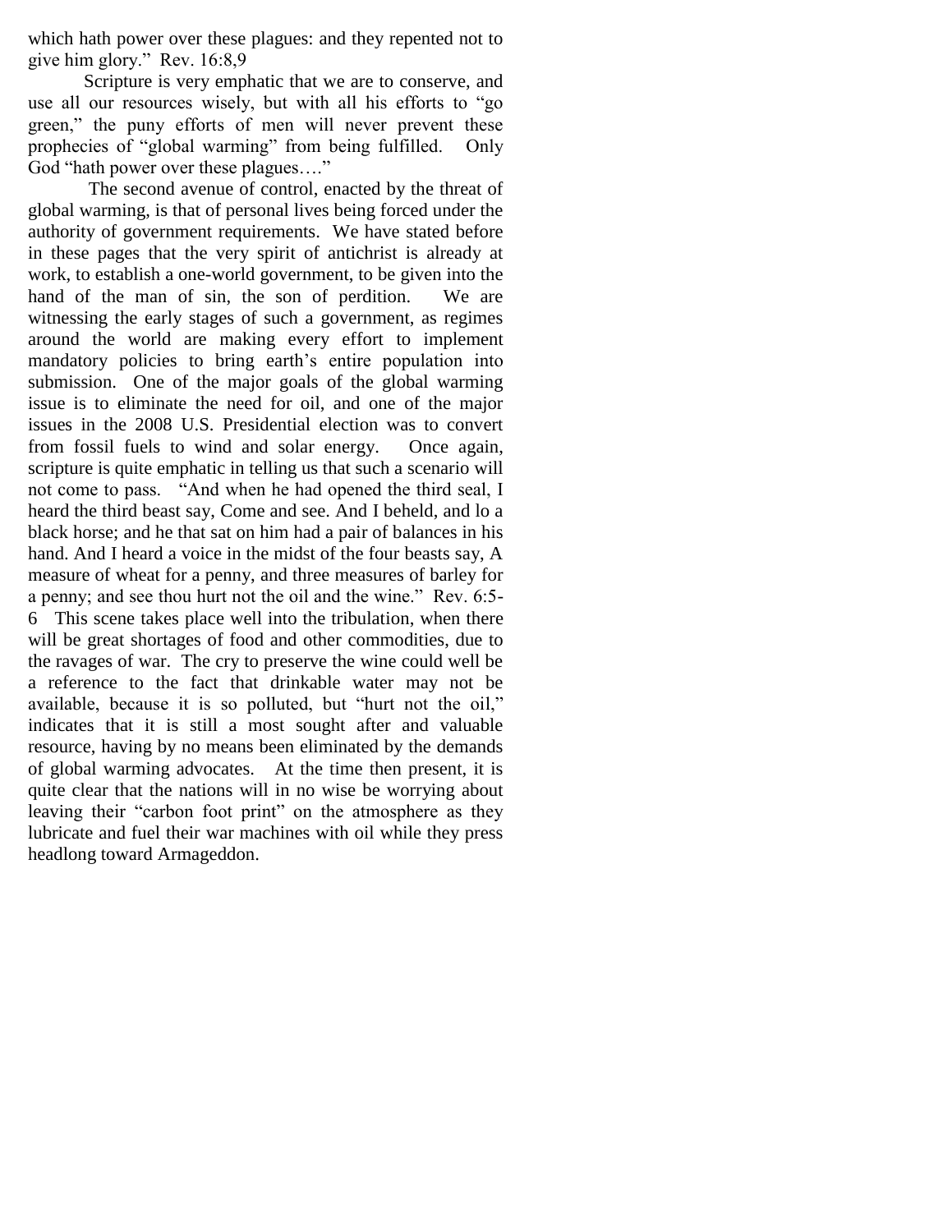which hath power over these plagues: and they repented not to give him glory." Rev. 16:8,9

Scripture is very emphatic that we are to conserve, and use all our resources wisely, but with all his efforts to "go green," the puny efforts of men will never prevent these prophecies of "global warming" from being fulfilled. Only God "hath power over these plagues…."

The second avenue of control, enacted by the threat of global warming, is that of personal lives being forced under the authority of government requirements. We have stated before in these pages that the very spirit of antichrist is already at work, to establish a one-world government, to be given into the hand of the man of sin, the son of perdition. We are witnessing the early stages of such a government, as regimes around the world are making every effort to implement mandatory policies to bring earth's entire population into submission. One of the major goals of the global warming issue is to eliminate the need for oil, and one of the major issues in the 2008 U.S. Presidential election was to convert from fossil fuels to wind and solar energy. Once again, scripture is quite emphatic in telling us that such a scenario will not come to pass. "And when he had opened the third seal, I heard the third beast say, Come and see. And I beheld, and lo a black horse; and he that sat on him had a pair of balances in his hand. And I heard a voice in the midst of the four beasts say, A measure of wheat for a penny, and three measures of barley for a penny; and see thou hurt not the oil and the wine." Rev. 6:5-6 This scene takes place well into the tribulation, when there will be great shortages of food and other commodities, due to the ravages of war. The cry to preserve the wine could well be a reference to the fact that drinkable water may not be available, because it is so polluted, but "hurt not the oil," indicates that it is still a most sought after and valuable resource, having by no means been eliminated by the demands of global warming advocates. At the time then present, it is quite clear that the nations will in no wise be worrying about leaving their "carbon foot print" on the atmosphere as they lubricate and fuel their war machines with oil while they press headlong toward Armageddon.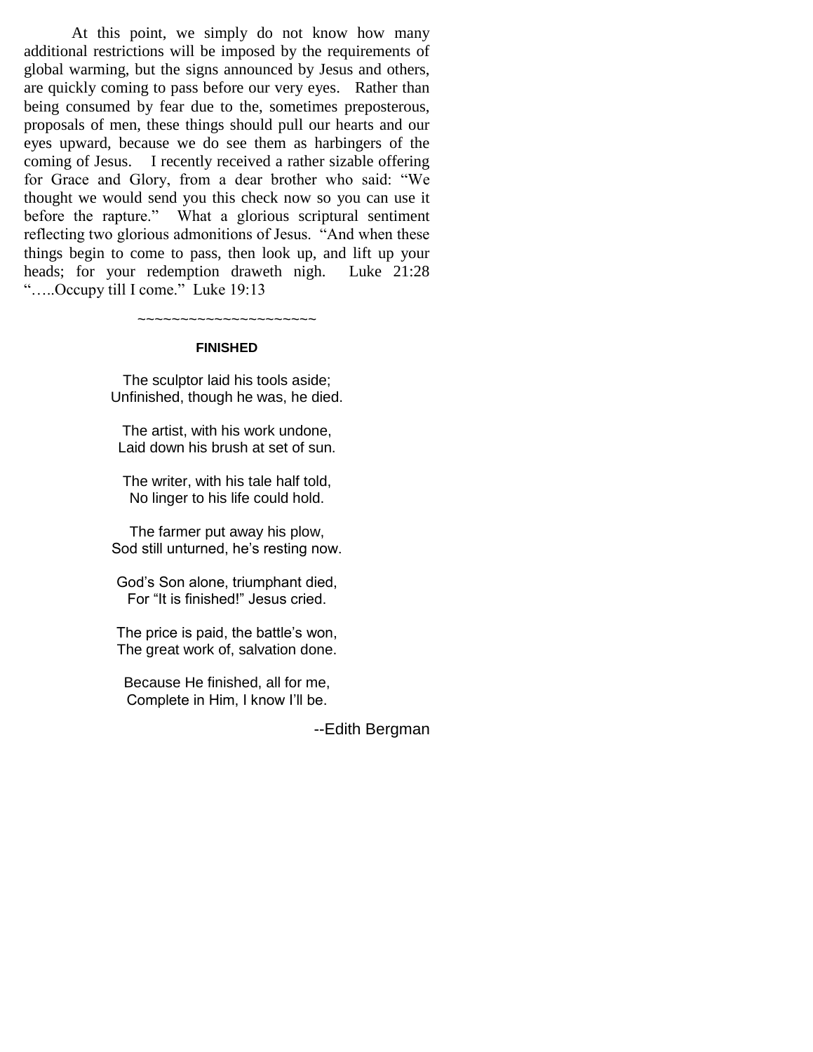At this point, we simply do not know how many additional restrictions will be imposed by the requirements of global warming, but the signs announced by Jesus and others, are quickly coming to pass before our very eyes. Rather than being consumed by fear due to the, sometimes preposterous, proposals of men, these things should pull our hearts and our eyes upward, because we do see them as harbingers of the coming of Jesus. I recently received a rather sizable offering for Grace and Glory, from a dear brother who said: "We thought we would send you this check now so you can use it before the rapture." What a glorious scriptural sentiment reflecting two glorious admonitions of Jesus. "And when these things begin to come to pass, then look up, and lift up your heads; for your redemption draweth nigh. Luke 21:28 "…..Occupy till I come." Luke 19:13

~~~~~~~~~~~~~~~~~~~~~

**FINISHED**

The sculptor laid his tools aside;
Unfinished, though he was, he died.

The artist, with his work undone,
Laid down his brush at set of sun.

The writer, with his tale half told,
No linger to his life could hold.

The farmer put away his plow,
Sod still unturned, he's resting now.

God's Son alone, triumphant died,
For "It is finished!" Jesus cried.

The price is paid, the battle's won,
The great work of, salvation done.

Because He finished, all for me,
Complete in Him, I know I'll be.

--Edith Bergman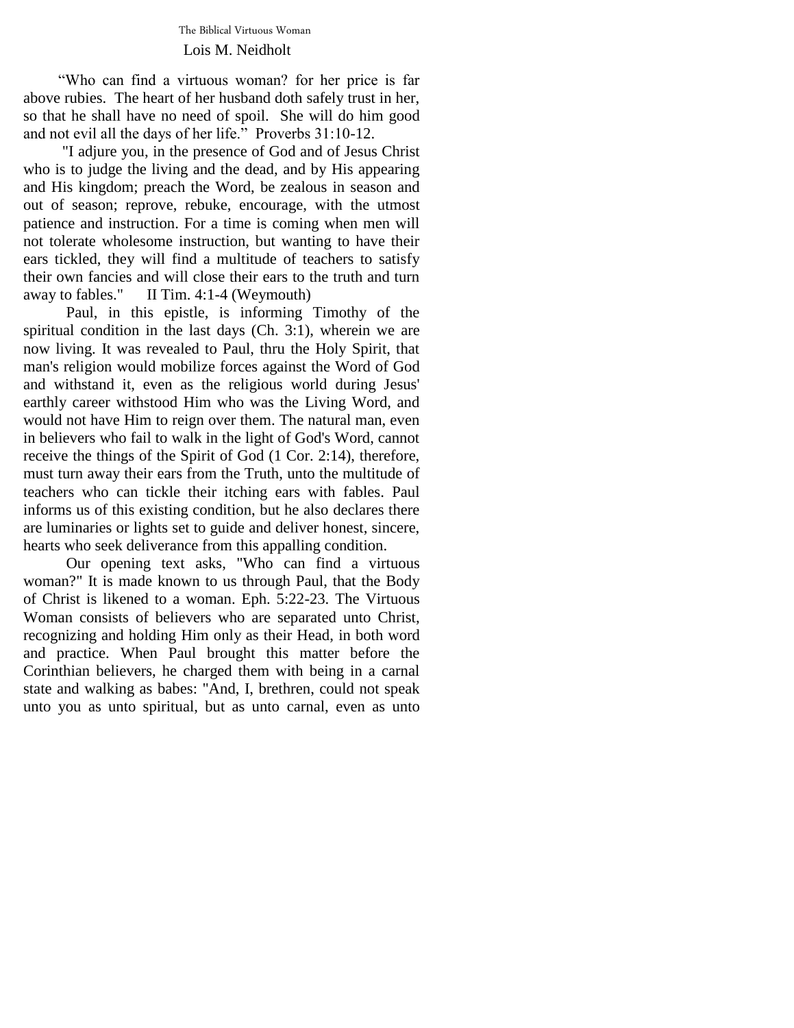“Who can find a virtuous woman? for her price is far above rubies. The heart of her husband doth safely trust in her, so that he shall have no need of spoil. She will do him good and not evil all the days of her life.” Proverbs 31:10-12.

"I adjure you, in the presence of God and of Jesus Christ who is to judge the living and the dead, and by His appearing and His kingdom; preach the Word, be zealous in season and out of season; reprove, rebuke, encourage, with the utmost patience and instruction. For a time is coming when men will not tolerate wholesome instruction, but wanting to have their ears tickled, they will find a multitude of teachers to satisfy their own fancies and will close their ears to the truth and turn away to fables." II Tim. 4:1-4 (Weymouth)

Paul, in this epistle, is informing Timothy of the spiritual condition in the last days (Ch. 3:1), wherein we are now living. It was revealed to Paul, thru the Holy Spirit, that man's religion would mobilize forces against the Word of God and withstand it, even as the religious world during Jesus' earthly career withstood Him who was the Living Word, and would not have Him to reign over them. The natural man, even in believers who fail to walk in the light of God's Word, cannot receive the things of the Spirit of God (1 Cor. 2:14), therefore, must turn away their ears from the Truth, unto the multitude of teachers who can tickle their itching ears with fables. Paul informs us of this existing condition, but he also declares there are luminaries or lights set to guide and deliver honest, sincere, hearts who seek deliverance from this appalling condition.

Our opening text asks, "Who can find a virtuous woman?" It is made known to us through Paul, that the Body of Christ is likened to a woman. Eph. 5:22-23. The Virtuous Woman consists of believers who are separated unto Christ, recognizing and holding Him only as their Head, in both word and practice. When Paul brought this matter before the Corinthian believers, he charged them with being in a carnal state and walking as babes: "And, I, brethren, could not speak unto you as unto spiritual, but as unto carnal, even as unto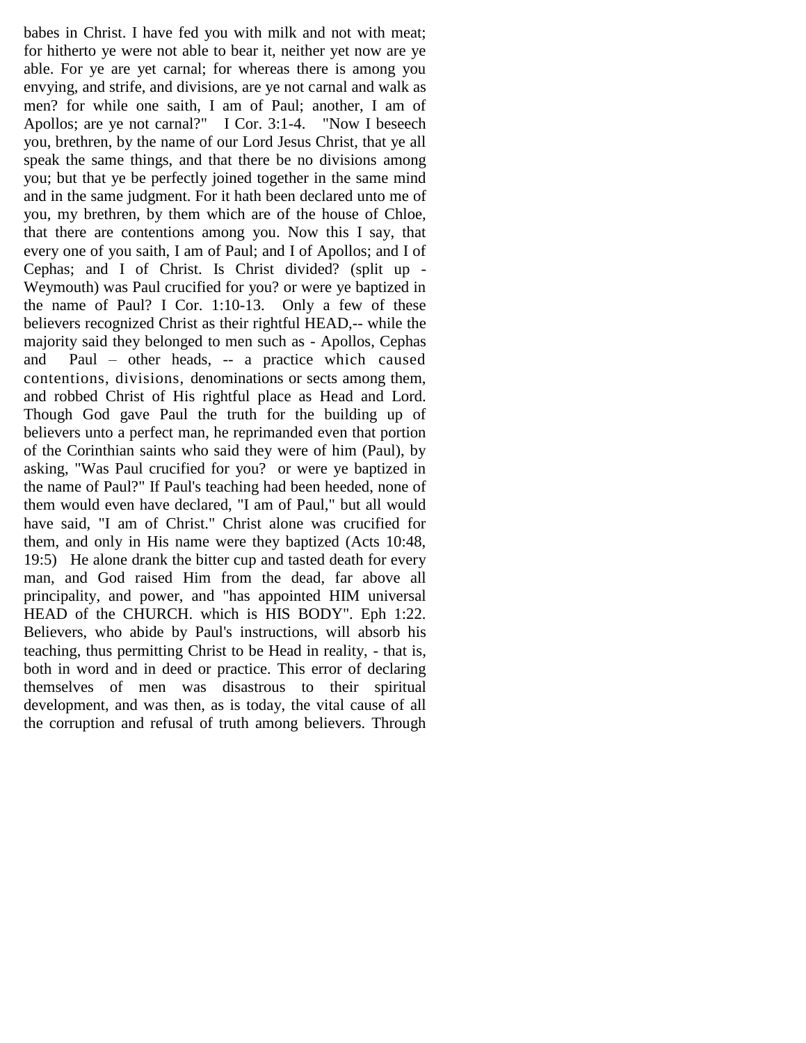babes in Christ. I have fed you with milk and not with meat; for hitherto ye were not able to bear it, neither yet now are ye able. For ye are yet carnal; for whereas there is among you envying, and strife, and divisions, are ye not carnal and walk as men? for while one saith, I am of Paul; another, I am of Apollos; are ye not carnal?" I Cor. 3:1-4. "Now I beseech you, brethren, by the name of our Lord Jesus Christ, that ye all speak the same things, and that there be no divisions among you; but that ye be perfectly joined together in the same mind and in the same judgment. For it hath been declared unto me of you, my brethren, by them which are of the house of Chloe, that there are contentions among you. Now this I say, that every one of you saith, I am of Paul; and I of Apollos; and I of Cephas; and I of Christ. Is Christ divided? (split up - Weymouth) was Paul crucified for you? or were ye baptized in the name of Paul? I Cor. 1:10-13. Only a few of these believers recognized Christ as their rightful HEAD,-- while the majority said they belonged to men such as - Apollos, Cephas and Paul – other heads, -- a practice which caused contentions, divisions, denominations or sects among them, and robbed Christ of His rightful place as Head and Lord. Though God gave Paul the truth for the building up of believers unto a perfect man, he reprimanded even that portion of the Corinthian saints who said they were of him (Paul), by asking, "Was Paul crucified for you? or were ye baptized in the name of Paul?" If Paul's teaching had been heeded, none of them would even have declared, "I am of Paul," but all would have said, "I am of Christ." Christ alone was crucified for them, and only in His name were they baptized (Acts 10:48, 19:5) He alone drank the bitter cup and tasted death for every man, and God raised Him from the dead, far above all principality, and power, and "has appointed HIM universal HEAD of the CHURCH. which is HIS BODY". Eph 1:22. Believers, who abide by Paul's instructions, will absorb his teaching, thus permitting Christ to be Head in reality, - that is, both in word and in deed or practice. This error of declaring themselves of men was disastrous to their spiritual development, and was then, as is today, the vital cause of all the corruption and refusal of truth among believers. Through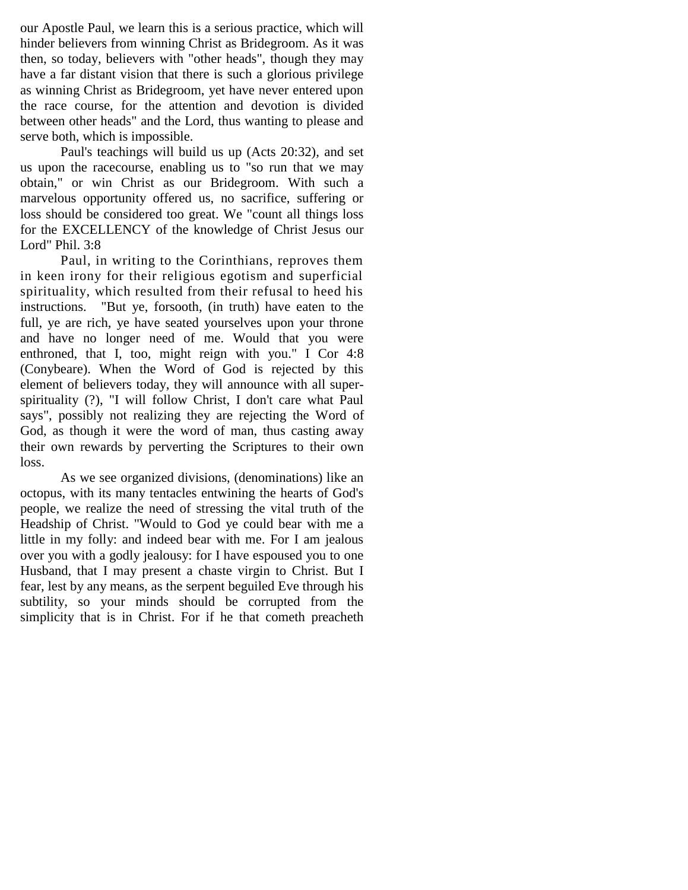our Apostle Paul, we learn this is a serious practice, which will hinder believers from winning Christ as Bridegroom. As it was then, so today, believers with "other heads", though they may have a far distant vision that there is such a glorious privilege as winning Christ as Bridegroom, yet have never entered upon the race course, for the attention and devotion is divided between other heads" and the Lord, thus wanting to please and serve both, which is impossible.

Paul's teachings will build us up (Acts 20:32), and set us upon the racecourse, enabling us to "so run that we may obtain," or win Christ as our Bridegroom. With such a marvelous opportunity offered us, no sacrifice, suffering or loss should be considered too great. We "count all things loss for the EXCELLENCY of the knowledge of Christ Jesus our Lord" Phil. 3:8

Paul, in writing to the Corinthians, reproves them in keen irony for their religious egotism and superficial spirituality, which resulted from their refusal to heed his instructions. "But ye, forsooth, (in truth) have eaten to the full, ye are rich, ye have seated yourselves upon your throne and have no longer need of me. Would that you were enthroned, that I, too, might reign with you." I Cor 4:8 (Conybeare). When the Word of God is rejected by this element of believers today, they will announce with all super-spirituality (?), "I will follow Christ, I don't care what Paul says", possibly not realizing they are rejecting the Word of God, as though it were the word of man, thus casting away their own rewards by perverting the Scriptures to their own loss.

As we see organized divisions, (denominations) like an octopus, with its many tentacles entwining the hearts of God's people, we realize the need of stressing the vital truth of the Headship of Christ. "Would to God ye could bear with me a little in my folly: and indeed bear with me. For I am jealous over you with a godly jealousy: for I have espoused you to one Husband, that I may present a chaste virgin to Christ. But I fear, lest by any means, as the serpent beguiled Eve through his subtility, so your minds should be corrupted from the simplicity that is in Christ. For if he that cometh preacheth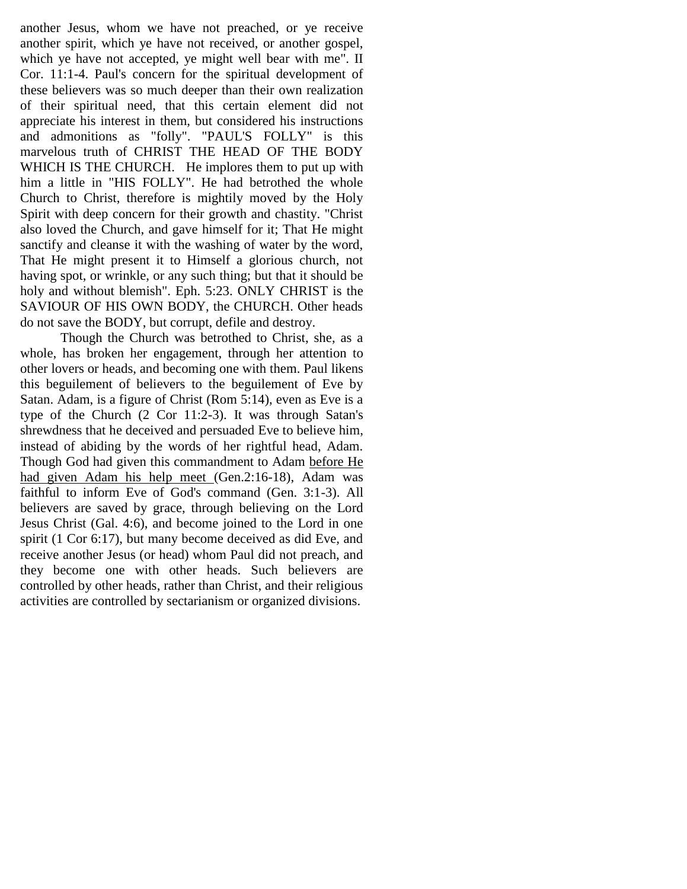another Jesus, whom we have not preached, or ye receive another spirit, which ye have not received, or another gospel, which ye have not accepted, ye might well bear with me". II Cor. 11:1-4. Paul's concern for the spiritual development of these believers was so much deeper than their own realization of their spiritual need, that this certain element did not appreciate his interest in them, but considered his instructions and admonitions as "folly". "PAUL'S FOLLY" is this marvelous truth of CHRIST THE HEAD OF THE BODY WHICH IS THE CHURCH. He implores them to put up with him a little in "HIS FOLLY". He had betrothed the whole Church to Christ, therefore is mightily moved by the Holy Spirit with deep concern for their growth and chastity. "Christ also loved the Church, and gave himself for it; That He might sanctify and cleanse it with the washing of water by the word, That He might present it to Himself a glorious church, not having spot, or wrinkle, or any such thing; but that it should be holy and without blemish". Eph. 5:23. ONLY CHRIST is the SAVIOUR OF HIS OWN BODY, the CHURCH. Other heads do not save the BODY, but corrupt, defile and destroy.

Though the Church was betrothed to Christ, she, as a whole, has broken her engagement, through her attention to other lovers or heads, and becoming one with them. Paul likens this beguilement of believers to the beguilement of Eve by Satan. Adam, is a figure of Christ (Rom 5:14), even as Eve is a type of the Church (2 Cor 11:2-3). It was through Satan's shrewdness that he deceived and persuaded Eve to believe him, instead of abiding by the words of her rightful head, Adam. Though God had given this commandment to Adam <u>before He had given Adam his help meet</u> (Gen.2:16-18), Adam was faithful to inform Eve of God's command (Gen. 3:1-3). All believers are saved by grace, through believing on the Lord Jesus Christ (Gal. 4:6), and become joined to the Lord in one spirit (1 Cor 6:17), but many become deceived as did Eve, and receive another Jesus (or head) whom Paul did not preach, and they become one with other heads. Such believers are controlled by other heads, rather than Christ, and their religious activities are controlled by sectarianism or organized divisions.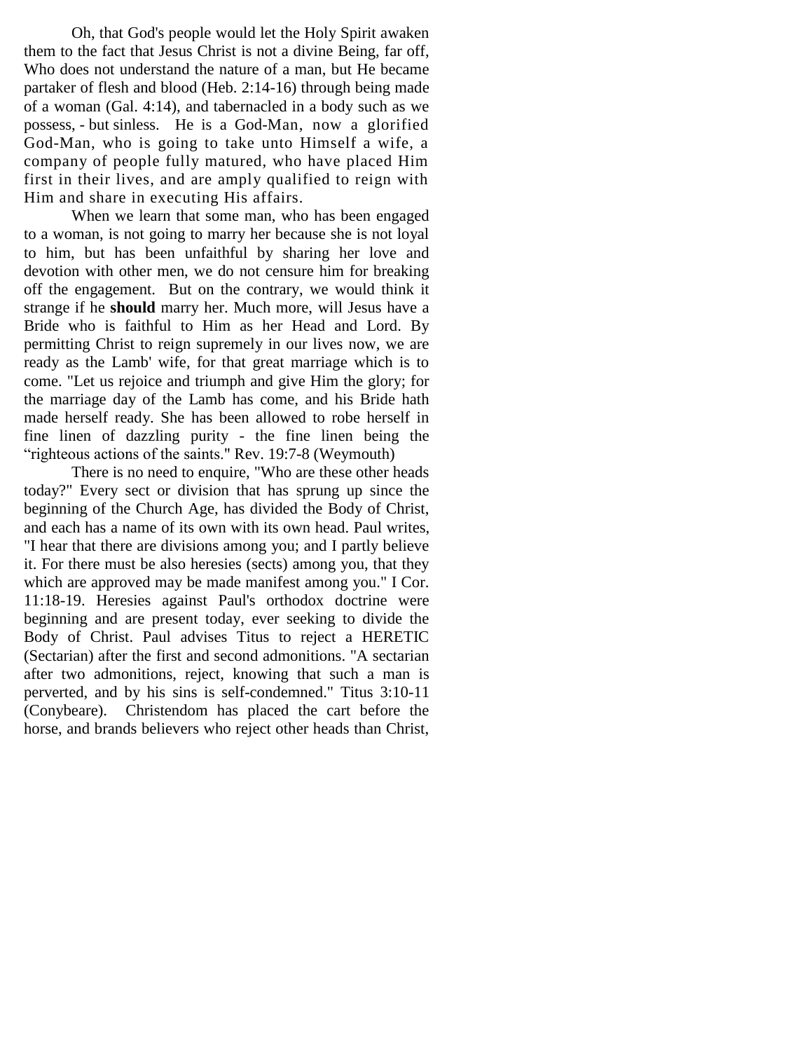Oh, that God's people would let the Holy Spirit awaken them to the fact that Jesus Christ is not a divine Being, far off, Who does not understand the nature of a man, but He became partaker of flesh and blood (Heb. 2:14-16) through being made of a woman (Gal. 4:14), and tabernacled in a body such as we possess, - but sinless. He is a God-Man, now a glorified God-Man, who is going to take unto Himself a wife, a company of people fully matured, who have placed Him first in their lives, and are amply qualified to reign with Him and share in executing His affairs.

When we learn that some man, who has been engaged to a woman, is not going to marry her because she is not loyal to him, but has been unfaithful by sharing her love and devotion with other men, we do not censure him for breaking off the engagement. But on the contrary, we would think it strange if he **should** marry her. Much more, will Jesus have a Bride who is faithful to Him as her Head and Lord. By permitting Christ to reign supremely in our lives now, we are ready as the Lamb' wife, for that great marriage which is to come. "Let us rejoice and triumph and give Him the glory; for the marriage day of the Lamb has come, and his Bride hath made herself ready. She has been allowed to robe herself in fine linen of dazzling purity - the fine linen being the "righteous actions of the saints." Rev. 19:7-8 (Weymouth)

There is no need to enquire, "Who are these other heads today?" Every sect or division that has sprung up since the beginning of the Church Age, has divided the Body of Christ, and each has a name of its own with its own head. Paul writes, "I hear that there are divisions among you; and I partly believe it. For there must be also heresies (sects) among you, that they which are approved may be made manifest among you." I Cor. 11:18-19. Heresies against Paul's orthodox doctrine were beginning and are present today, ever seeking to divide the Body of Christ. Paul advises Titus to reject a HERETIC (Sectarian) after the first and second admonitions. "A sectarian after two admonitions, reject, knowing that such a man is perverted, and by his sins is self-condemned." Titus 3:10-11 (Conybeare). Christendom has placed the cart before the horse, and brands believers who reject other heads than Christ,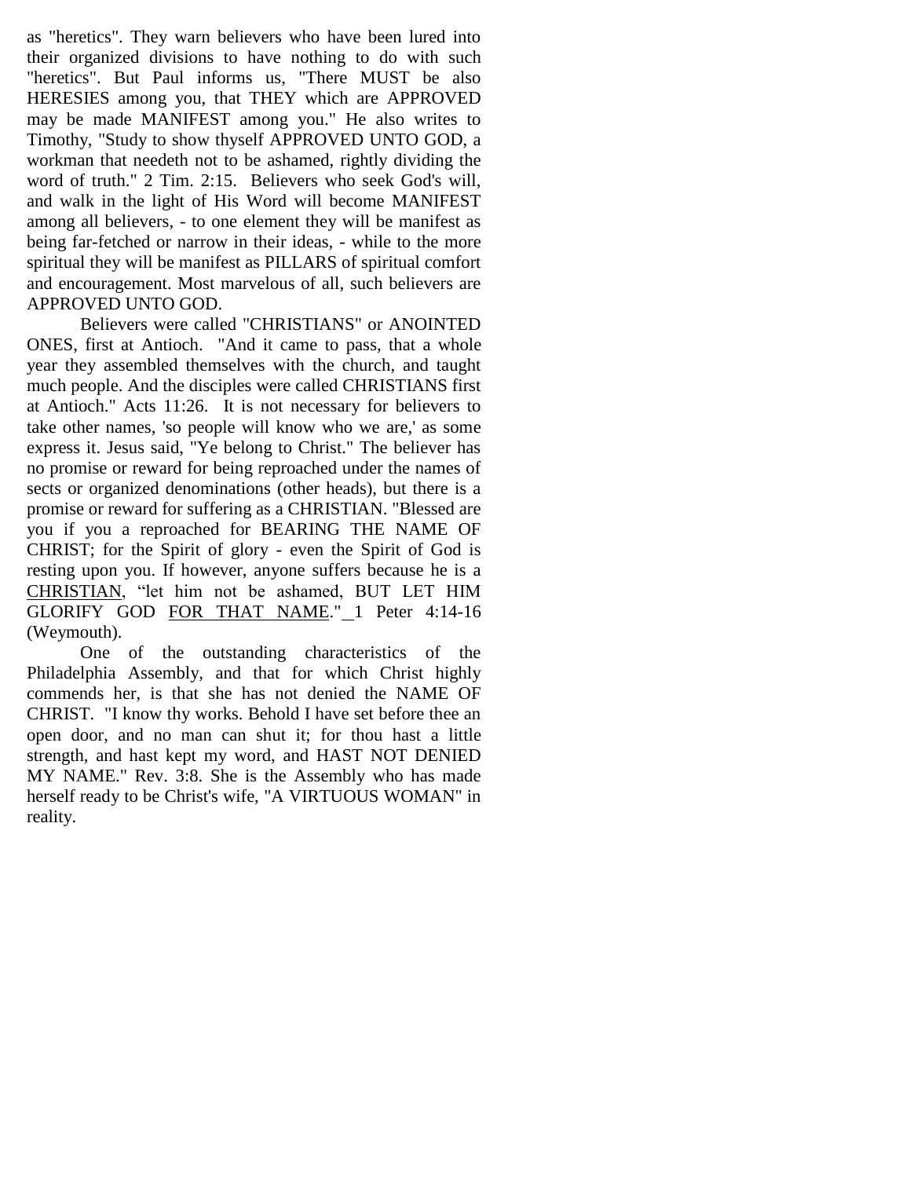as "heretics". They warn believers who have been lured into their organized divisions to have nothing to do with such "heretics". But Paul informs us, "There MUST be also HERESIES among you, that THEY which are APPROVED may be made MANIFEST among you." He also writes to Timothy, "Study to show thyself APPROVED UNTO GOD, a workman that needeth not to be ashamed, rightly dividing the word of truth." 2 Tim. 2:15. Believers who seek God's will, and walk in the light of His Word will become MANIFEST among all believers, - to one element they will be manifest as being far-fetched or narrow in their ideas, - while to the more spiritual they will be manifest as PILLARS of spiritual comfort and encouragement. Most marvelous of all, such believers are APPROVED UNTO GOD.

Believers were called "CHRISTIANS" or ANOINTED ONES, first at Antioch. "And it came to pass, that a whole year they assembled themselves with the church, and taught much people. And the disciples were called CHRISTIANS first at Antioch." Acts 11:26. It is not necessary for believers to take other names, 'so people will know who we are,' as some express it. Jesus said, "Ye belong to Christ." The believer has no promise or reward for being reproached under the names of sects or organized denominations (other heads), but there is a promise or reward for suffering as a CHRISTIAN. "Blessed are you if you a reproached for BEARING THE NAME OF CHRIST; for the Spirit of glory - even the Spirit of God is resting upon you. If however, anyone suffers because he is a <u>CHRISTIAN</u>, “let him not be ashamed, BUT LET HIM GLORIFY GOD <u>FOR THAT NAME</u>." 1 Peter 4:14-16 (Weymouth).

One of the outstanding characteristics of the Philadelphia Assembly, and that for which Christ highly commends her, is that she has not denied the NAME OF CHRIST. "I know thy works. Behold I have set before thee an open door, and no man can shut it; for thou hast a little strength, and hast kept my word, and HAST NOT DENIED MY NAME." Rev. 3:8. She is the Assembly who has made herself ready to be Christ's wife, "A VIRTUOUS WOMAN" in reality.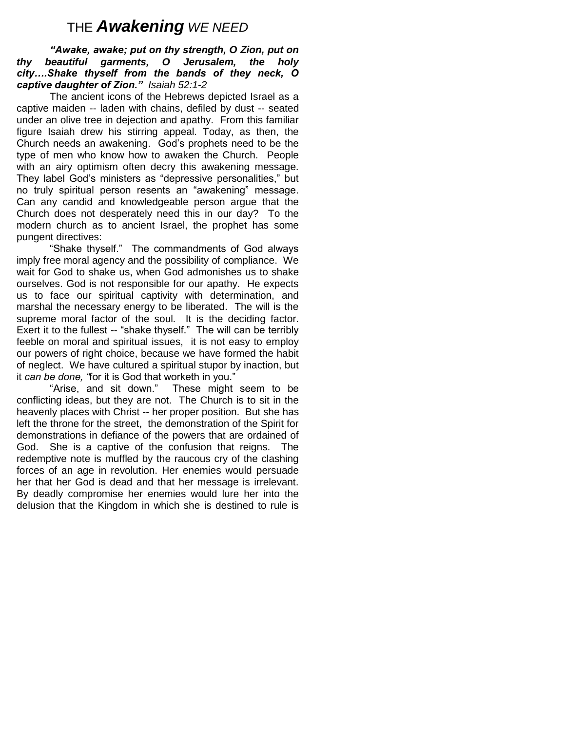# THE ***Awakening*** *WE NEED*

***"Awake, awake; put on thy strength, O Zion, put on thy beautiful garments, O Jerusalem, the holy city….Shake thyself from the bands of they neck, O captive daughter of Zion."*** *Isaiah 52:1-2*

The ancient icons of the Hebrews depicted Israel as a captive maiden -- laden with chains, defiled by dust -- seated under an olive tree in dejection and apathy. From this familiar figure Isaiah drew his stirring appeal. Today, as then, the Church needs an awakening. God's prophets need to be the type of men who know how to awaken the Church. People with an airy optimism often decry this awakening message. They label God's ministers as "depressive personalities," but no truly spiritual person resents an "awakening" message. Can any candid and knowledgeable person argue that the Church does not desperately need this in our day? To the modern church as to ancient Israel, the prophet has some pungent directives:

"Shake thyself." The commandments of God always imply free moral agency and the possibility of compliance. We wait for God to shake us, when God admonishes us to shake ourselves. God is not responsible for our apathy. He expects us to face our spiritual captivity with determination, and marshal the necessary energy to be liberated. The will is the supreme moral factor of the soul. It is the deciding factor. Exert it to the fullest -- "shake thyself." The will can be terribly feeble on moral and spiritual issues, it is not easy to employ our powers of right choice, because we have formed the habit of neglect. We have cultured a spiritual stupor by inaction, but it *can be done, "*for it is God that worketh in you."

"Arise, and sit down." These might seem to be conflicting ideas, but they are not. The Church is to sit in the heavenly places with Christ -- her proper position. But she has left the throne for the street, the demonstration of the Spirit for demonstrations in defiance of the powers that are ordained of God. She is a captive of the confusion that reigns. The redemptive note is muffled by the raucous cry of the clashing forces of an age in revolution. Her enemies would persuade her that her God is dead and that her message is irrelevant. By deadly compromise her enemies would lure her into the delusion that the Kingdom in which she is destined to rule is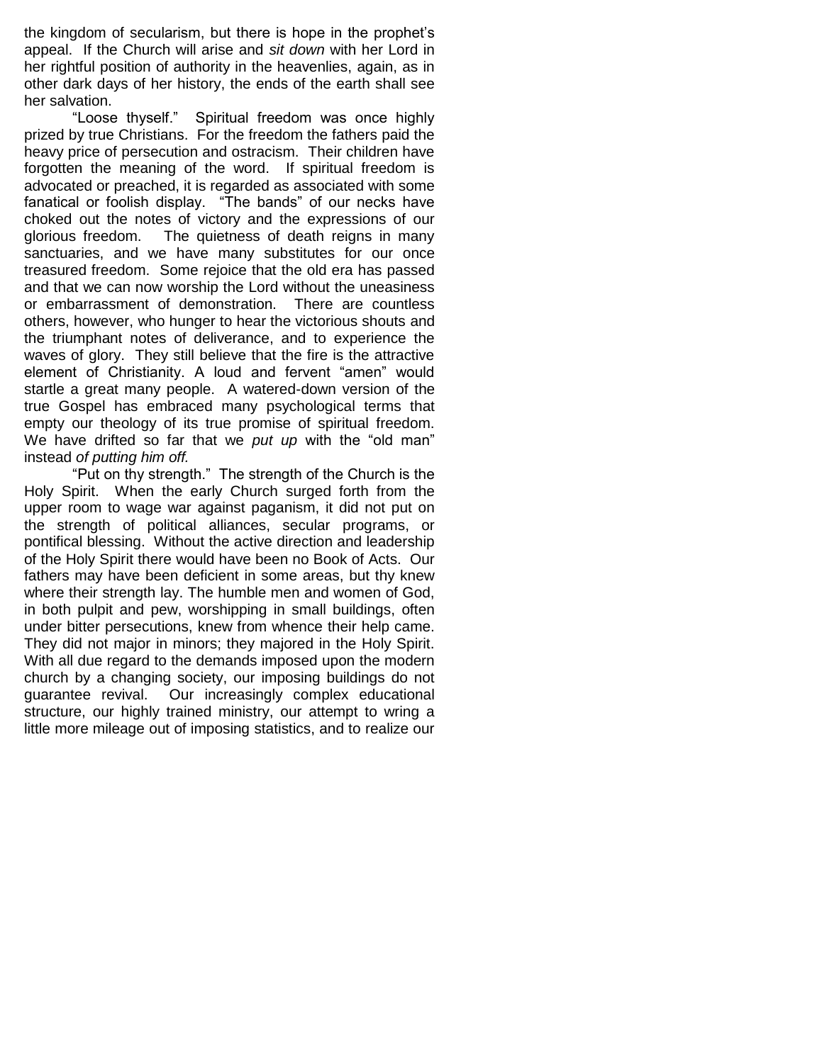the kingdom of secularism, but there is hope in the prophet's appeal. If the Church will arise and *sit down* with her Lord in her rightful position of authority in the heavenlies, again, as in other dark days of her history, the ends of the earth shall see her salvation.

"Loose thyself." Spiritual freedom was once highly prized by true Christians. For the freedom the fathers paid the heavy price of persecution and ostracism. Their children have forgotten the meaning of the word. If spiritual freedom is advocated or preached, it is regarded as associated with some fanatical or foolish display. "The bands" of our necks have choked out the notes of victory and the expressions of our glorious freedom. The quietness of death reigns in many sanctuaries, and we have many substitutes for our once treasured freedom. Some rejoice that the old era has passed and that we can now worship the Lord without the uneasiness or embarrassment of demonstration. There are countless others, however, who hunger to hear the victorious shouts and the triumphant notes of deliverance, and to experience the waves of glory. They still believe that the fire is the attractive element of Christianity. A loud and fervent "amen" would startle a great many people. A watered-down version of the true Gospel has embraced many psychological terms that empty our theology of its true promise of spiritual freedom. We have drifted so far that we *put up* with the "old man" instead *of putting him off.*

"Put on thy strength." The strength of the Church is the Holy Spirit. When the early Church surged forth from the upper room to wage war against paganism, it did not put on the strength of political alliances, secular programs, or pontifical blessing. Without the active direction and leadership of the Holy Spirit there would have been no Book of Acts. Our fathers may have been deficient in some areas, but thy knew where their strength lay. The humble men and women of God, in both pulpit and pew, worshipping in small buildings, often under bitter persecutions, knew from whence their help came. They did not major in minors; they majored in the Holy Spirit. With all due regard to the demands imposed upon the modern church by a changing society, our imposing buildings do not guarantee revival. Our increasingly complex educational structure, our highly trained ministry, our attempt to wring a little more mileage out of imposing statistics, and to realize our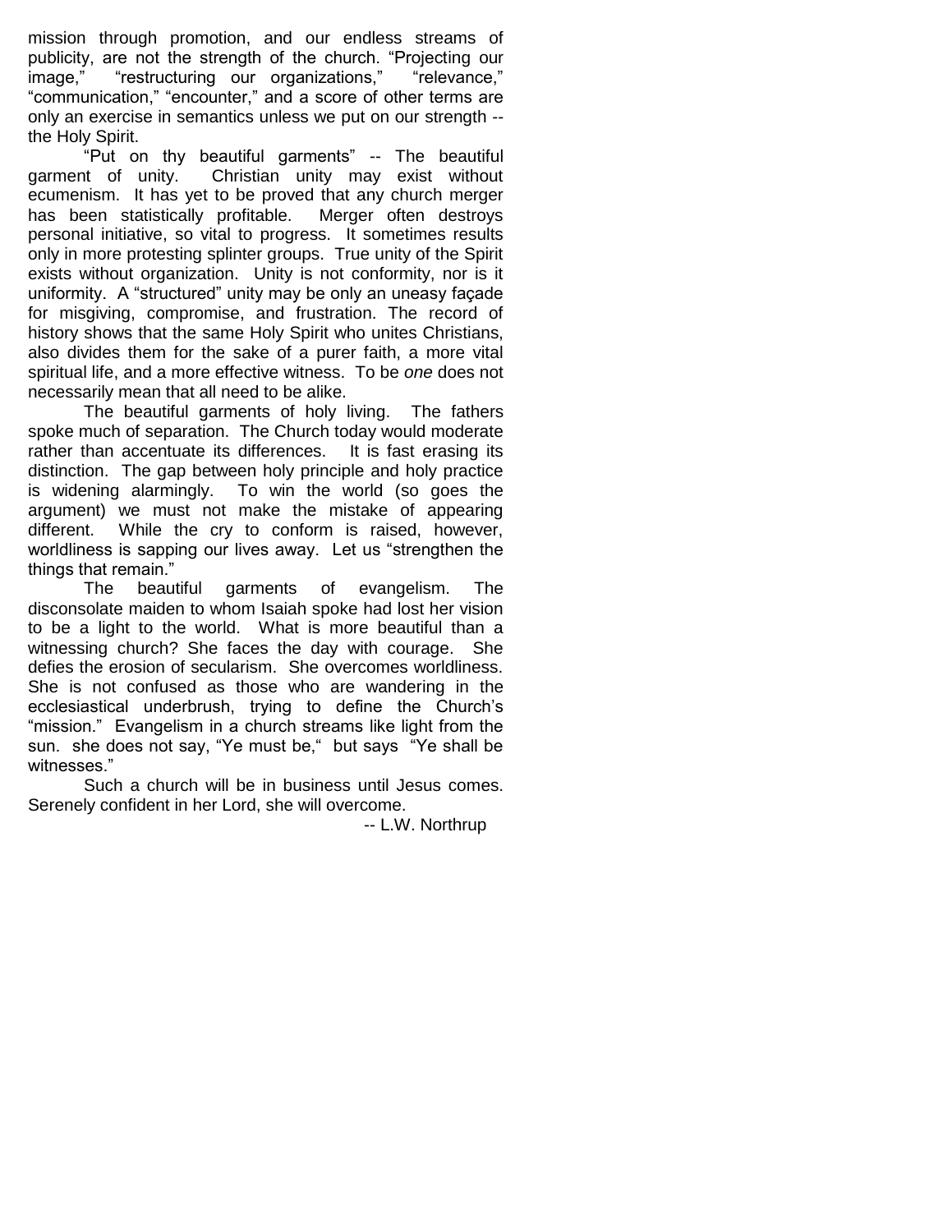mission through promotion, and our endless streams of publicity, are not the strength of the church. "Projecting our image," "restructuring our organizations," "relevance," "communication," "encounter," and a score of other terms are only an exercise in semantics unless we put on our strength -- the Holy Spirit.

"Put on thy beautiful garments" -- The beautiful garment of unity. Christian unity may exist without ecumenism. It has yet to be proved that any church merger has been statistically profitable. Merger often destroys personal initiative, so vital to progress. It sometimes results only in more protesting splinter groups. True unity of the Spirit exists without organization. Unity is not conformity, nor is it uniformity. A "structured" unity may be only an uneasy façade for misgiving, compromise, and frustration. The record of history shows that the same Holy Spirit who unites Christians, also divides them for the sake of a purer faith, a more vital spiritual life, and a more effective witness. To be *one* does not necessarily mean that all need to be alike.

The beautiful garments of holy living. The fathers spoke much of separation. The Church today would moderate rather than accentuate its differences. It is fast erasing its distinction. The gap between holy principle and holy practice is widening alarmingly. To win the world (so goes the argument) we must not make the mistake of appearing different. While the cry to conform is raised, however, worldliness is sapping our lives away. Let us "strengthen the things that remain."

The beautiful garments of evangelism. The disconsolate maiden to whom Isaiah spoke had lost her vision to be a light to the world. What is more beautiful than a witnessing church? She faces the day with courage. She defies the erosion of secularism. She overcomes worldliness. She is not confused as those who are wandering in the ecclesiastical underbrush, trying to define the Church's "mission." Evangelism in a church streams like light from the sun. she does not say, "Ye must be," but says "Ye shall be witnesses."

Such a church will be in business until Jesus comes. Serenely confident in her Lord, she will overcome.

-- L.W. Northrup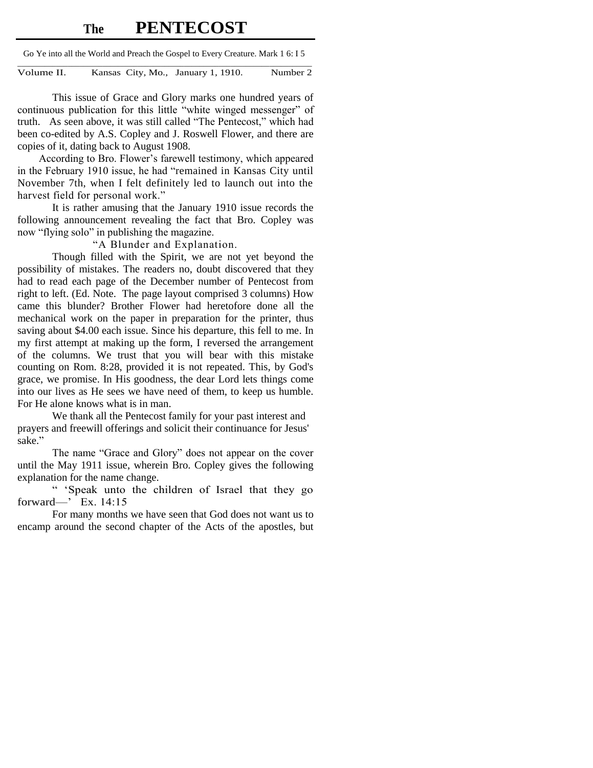# The PENTECOST

Go Ye into all the World and Preach the Gospel to Every Creature. Mark 1 6: I 5

Volume II. Kansas City, Mo., January 1, 1910. Number 2

This issue of Grace and Glory marks one hundred years of continuous publication for this little "white winged messenger" of truth. As seen above, it was still called "The Pentecost," which had been co-edited by A.S. Copley and J. Roswell Flower, and there are copies of it, dating back to August 1908.

According to Bro. Flower's farewell testimony, which appeared in the February 1910 issue, he had "remained in Kansas City until November 7th, when I felt definitely led to launch out into the harvest field for personal work."

It is rather amusing that the January 1910 issue records the following announcement revealing the fact that Bro. Copley was now "flying solo" in publishing the magazine.

"A Blunder and Explanation.

Though filled with the Spirit, we are not yet beyond the possibility of mistakes. The readers no, doubt discovered that they had to read each page of the December number of Pentecost from right to left. (Ed. Note. The page layout comprised 3 columns) How came this blunder? Brother Flower had heretofore done all the mechanical work on the paper in preparation for the printer, thus saving about $4.00 each issue. Since his departure, this fell to me. In my first attempt at making up the form, I reversed the arrangement of the columns. We trust that you will bear with this mistake counting on Rom. 8:28, provided it is not repeated. This, by God's grace, we promise. In His goodness, the dear Lord lets things come into our lives as He sees we have need of them, to keep us humble. For He alone knows what is in man.

We thank all the Pentecost family for your past interest and prayers and freewill offerings and solicit their continuance for Jesus' sake."

The name "Grace and Glory" does not appear on the cover until the May 1911 issue, wherein Bro. Copley gives the following explanation for the name change.

" 'Speak unto the children of Israel that they go forward—' Ex. 14:15

For many months we have seen that God does not want us to encamp around the second chapter of the Acts of the apostles, but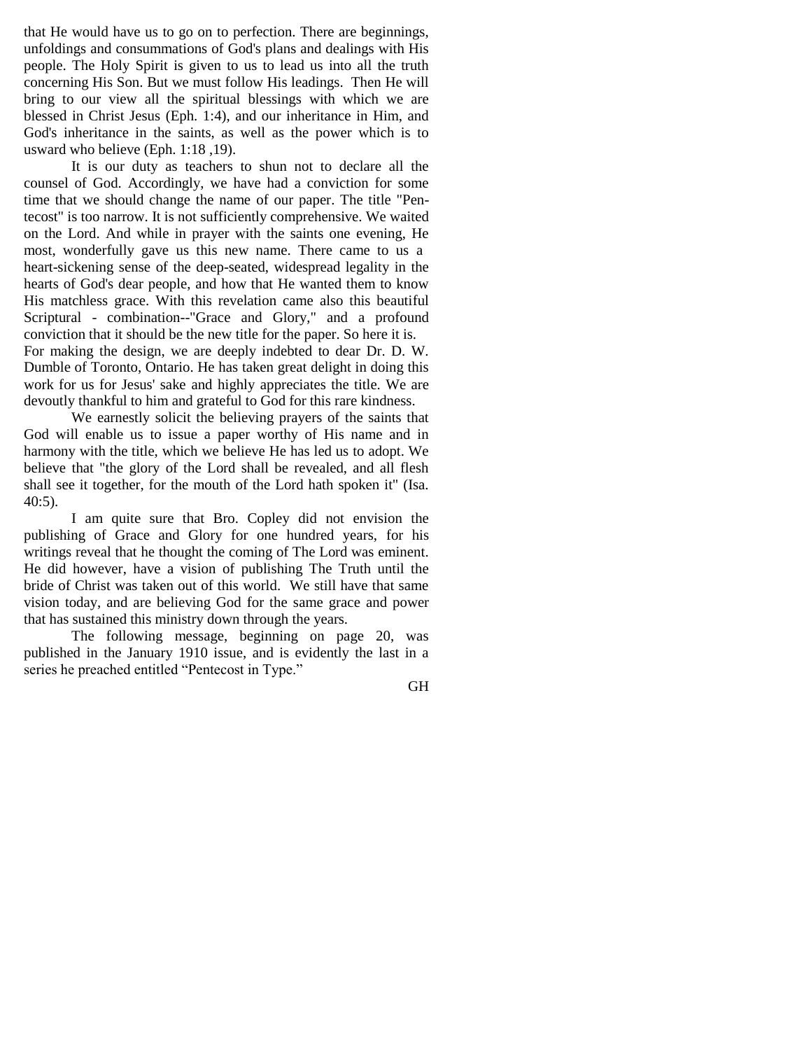that He would have us to go on to perfection. There are beginnings, unfoldings and consummations of God's plans and dealings with His people. The Holy Spirit is given to us to lead us into all the truth concerning His Son. But we must follow His leadings. Then He will bring to our view all the spiritual blessings with which we are blessed in Christ Jesus (Eph. 1:4), and our inheritance in Him, and God's inheritance in the saints, as well as the power which is to usward who believe (Eph. 1:18 ,19).

It is our duty as teachers to shun not to declare all the counsel of God. Accordingly, we have had a conviction for some time that we should change the name of our paper. The title "Pentecost" is too narrow. It is not sufficiently comprehensive. We waited on the Lord. And while in prayer with the saints one evening, He most, wonderfully gave us this new name. There came to us a heart-sickening sense of the deep-seated, widespread legality in the hearts of God's dear people, and how that He wanted them to know His matchless grace. With this revelation came also this beautiful Scriptural - combination--"Grace and Glory," and a profound conviction that it should be the new title for the paper. So here it is.

For making the design, we are deeply indebted to dear Dr. D. W. Dumble of Toronto, Ontario. He has taken great delight in doing this work for us for Jesus' sake and highly appreciates the title. We are devoutly thankful to him and grateful to God for this rare kindness.

We earnestly solicit the believing prayers of the saints that God will enable us to issue a paper worthy of His name and in harmony with the title, which we believe He has led us to adopt. We believe that "the glory of the Lord shall be revealed, and all flesh shall see it together, for the mouth of the Lord hath spoken it" (Isa. 40:5).

I am quite sure that Bro. Copley did not envision the publishing of Grace and Glory for one hundred years, for his writings reveal that he thought the coming of The Lord was eminent. He did however, have a vision of publishing The Truth until the bride of Christ was taken out of this world. We still have that same vision today, and are believing God for the same grace and power that has sustained this ministry down through the years.

The following message, beginning on page 20, was published in the January 1910 issue, and is evidently the last in a series he preached entitled "Pentecost in Type."

GH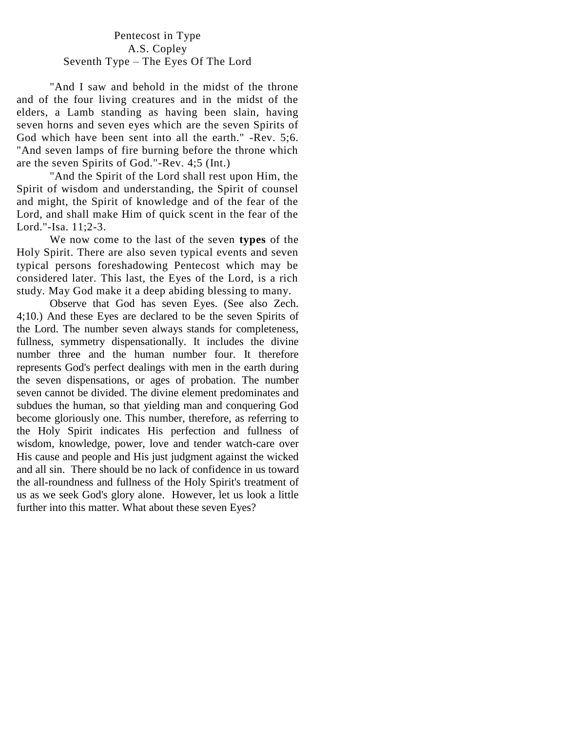# Pentecost in Type

A.S. Copley

## Seventh Type – The Eyes Of The Lord

"And I saw and behold in the midst of the throne and of the four living creatures and in the midst of the elders, a Lamb standing as having been slain, having seven horns and seven eyes which are the seven Spirits of God which have been sent into all the earth." -Rev. 5;6. "And seven lamps of fire burning before the throne which are the seven Spirits of God."-Rev. 4;5 (Int.)

"And the Spirit of the Lord shall rest upon Him, the Spirit of wisdom and understanding, the Spirit of counsel and might, the Spirit of knowledge and of the fear of the Lord, and shall make Him of quick scent in the fear of the Lord."-Isa. 11;2-3.

We now come to the last of the seven **types** of the Holy Spirit. There are also seven typical events and seven typical persons foreshadowing Pentecost which may be considered later. This last, the Eyes of the Lord, is a rich study. May God make it a deep abiding blessing to many.

Observe that God has seven Eyes. (See also Zech. 4;10.) And these Eyes are declared to be the seven Spirits of the Lord. The number seven always stands for completeness, fullness, symmetry dispensationally. It includes the divine number three and the human number four. It therefore represents God's perfect dealings with men in the earth during the seven dispensations, or ages of probation. The number seven cannot be divided. The divine element predominates and subdues the human, so that yielding man and conquering God become gloriously one. This number, therefore, as referring to the Holy Spirit indicates His perfection and fullness of wisdom, knowledge, power, love and tender watch-care over His cause and people and His just judgment against the wicked and all sin. There should be no lack of confidence in us toward the all-roundness and fullness of the Holy Spirit's treatment of us as we seek God's glory alone. However, let us look a little further into this matter. What about these seven Eyes?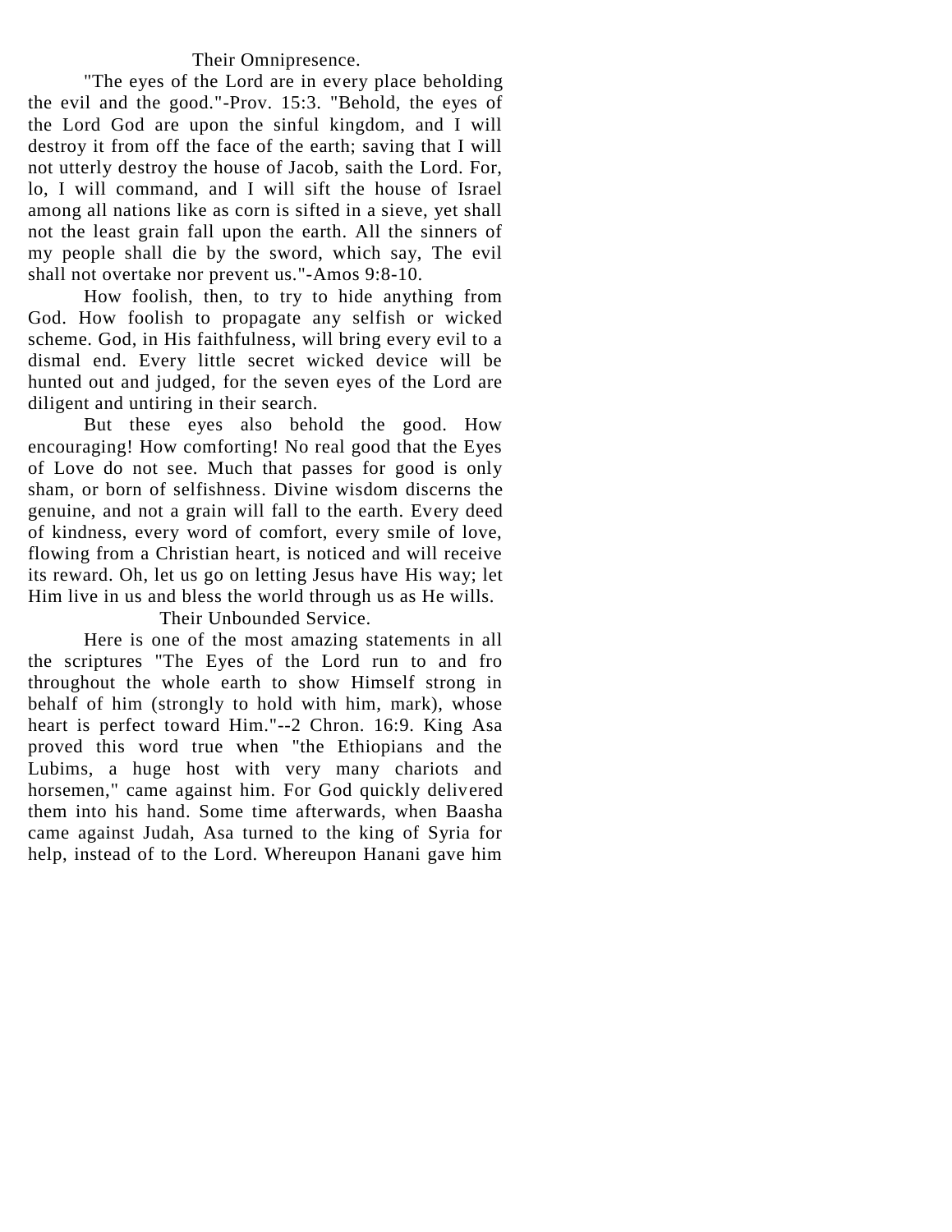## Their Omnipresence.

"The eyes of the Lord are in every place beholding the evil and the good."-Prov. 15:3. "Behold, the eyes of the Lord God are upon the sinful kingdom, and I will destroy it from off the face of the earth; saving that I will not utterly destroy the house of Jacob, saith the Lord. For, lo, I will command, and I will sift the house of Israel among all nations like as corn is sifted in a sieve, yet shall not the least grain fall upon the earth. All the sinners of my people shall die by the sword, which say, The evil shall not overtake nor prevent us."-Amos 9:8-10.

How foolish, then, to try to hide anything from God. How foolish to propagate any selfish or wicked scheme. God, in His faithfulness, will bring every evil to a dismal end. Every little secret wicked device will be hunted out and judged, for the seven eyes of the Lord are diligent and untiring in their search.

But these eyes also behold the good. How encouraging! How comforting! No real good that the Eyes of Love do not see. Much that passes for good is only sham, or born of selfishness. Divine wisdom discerns the genuine, and not a grain will fall to the earth. Every deed of kindness, every word of comfort, every smile of love, flowing from a Christian heart, is noticed and will receive its reward. Oh, let us go on letting Jesus have His way; let Him live in us and bless the world through us as He wills.

## Their Unbounded Service.

Here is one of the most amazing statements in all the scriptures "The Eyes of the Lord run to and fro throughout the whole earth to show Himself strong in behalf of him (strongly to hold with him, mark), whose heart is perfect toward Him."--2 Chron. 16:9. King Asa proved this word true when "the Ethiopians and the Lubims, a huge host with very many chariots and horsemen," came against him. For God quickly delivered them into his hand. Some time afterwards, when Baasha came against Judah, Asa turned to the king of Syria for help, instead of to the Lord. Whereupon Hanani gave him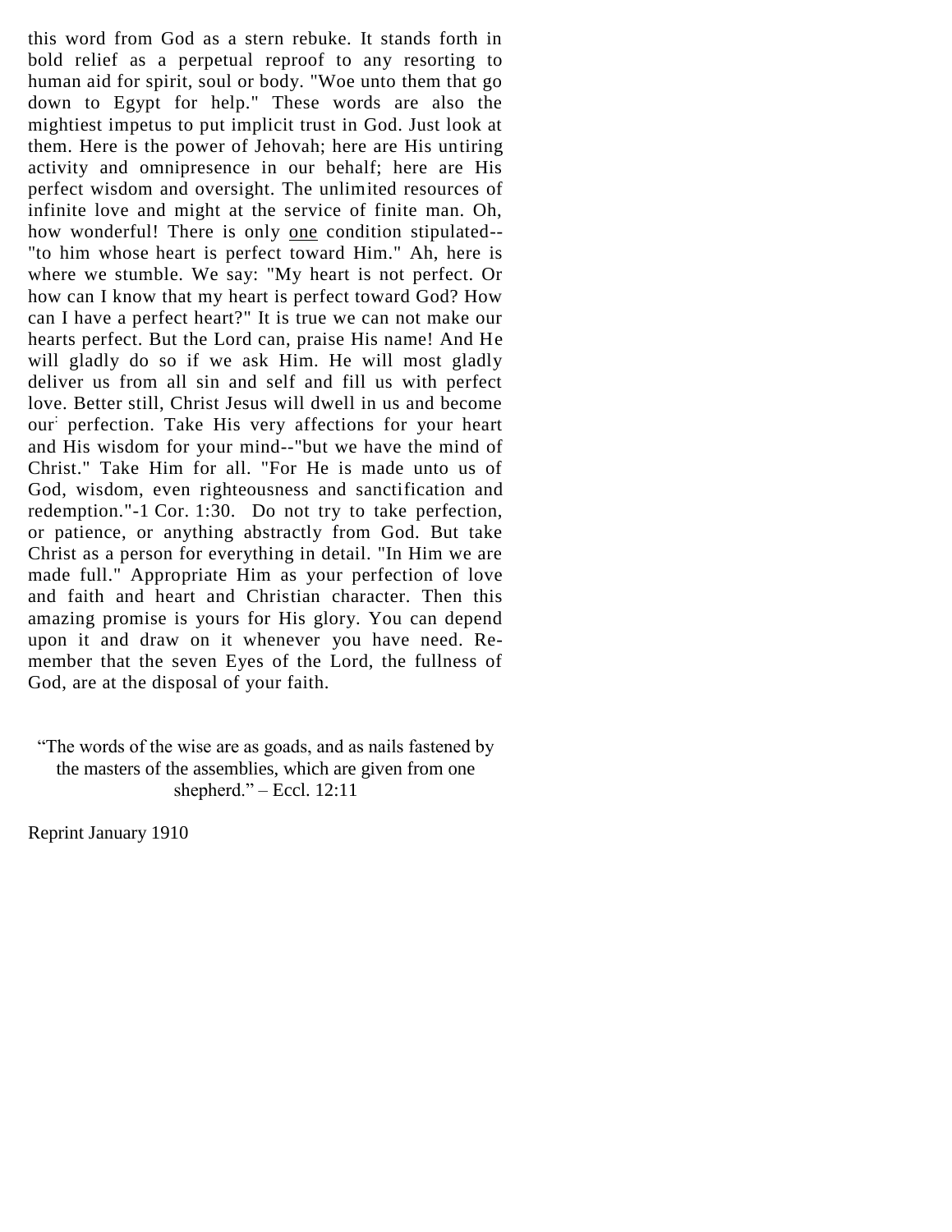this word from God as a stern rebuke. It stands forth in bold relief as a perpetual reproof to any resorting to human aid for spirit, soul or body. "Woe unto them that go down to Egypt for help." These words are also the mightiest impetus to put implicit trust in God. Just look at them. Here is the power of Jehovah; here are His untiring activity and omnipresence in our behalf; here are His perfect wisdom and oversight. The unlimited resources of infinite love and might at the service of finite man. Oh, how wonderful! There is only <u>one</u> condition stipulated--"to him whose heart is perfect toward Him." Ah, here is where we stumble. We say: "My heart is not perfect. Or how can I know that my heart is perfect toward God? How can I have a perfect heart?" It is true we can not make our hearts perfect. But the Lord can, praise His name! And He will gladly do so if we ask Him. He will most gladly deliver us from all sin and self and fill us with perfect love. Better still, Christ Jesus will dwell in us and become our perfection. Take His very affections for your heart and His wisdom for your mind--"but we have the mind of Christ." Take Him for all. "For He is made unto us of God, wisdom, even righteousness and sanctification and redemption."-1 Cor. 1:30. Do not try to take perfection, or patience, or anything abstractly from God. But take Christ as a person for everything in detail. "In Him we are made full." Appropriate Him as your perfection of love and faith and heart and Christian character. Then this amazing promise is yours for His glory. You can depend upon it and draw on it whenever you have need. Remember that the seven Eyes of the Lord, the fullness of God, are at the disposal of your faith.

"The words of the wise are as goads, and as nails fastened by the masters of the assemblies, which are given from one shepherd." – Eccl. 12:11

Reprint January 1910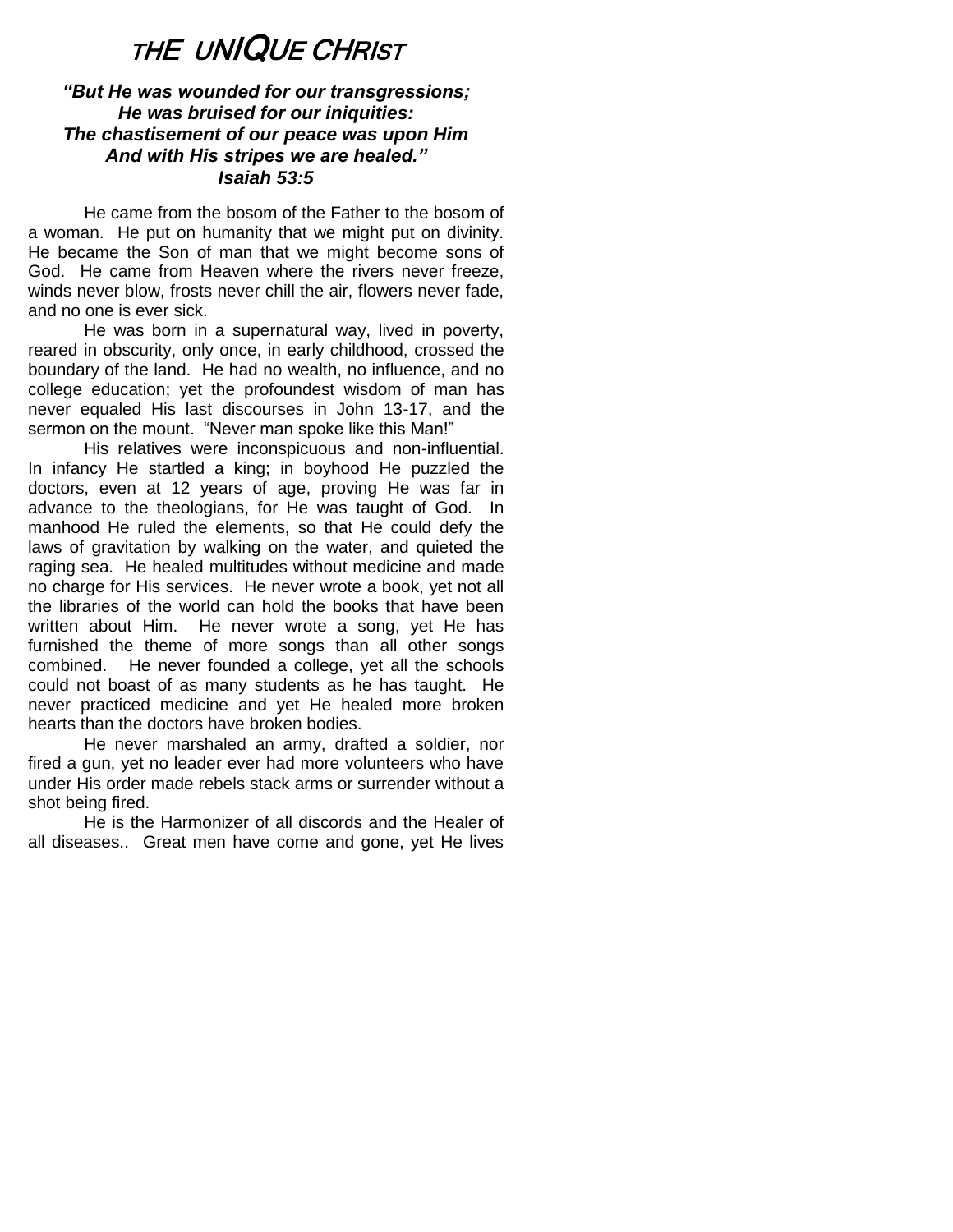# THE UNIQUE CHRIST

***"But He was wounded for our transgressions;***
***He was bruised for our iniquities:***
***The chastisement of our peace was upon Him***
***And with His stripes we are healed."***
***Isaiah 53:5***

He came from the bosom of the Father to the bosom of a woman. He put on humanity that we might put on divinity. He became the Son of man that we might become sons of God. He came from Heaven where the rivers never freeze, winds never blow, frosts never chill the air, flowers never fade, and no one is ever sick.

He was born in a supernatural way, lived in poverty, reared in obscurity, only once, in early childhood, crossed the boundary of the land. He had no wealth, no influence, and no college education; yet the profoundest wisdom of man has never equaled His last discourses in John 13-17, and the sermon on the mount. "Never man spoke like this Man!"

His relatives were inconspicuous and non-influential. In infancy He startled a king; in boyhood He puzzled the doctors, even at 12 years of age, proving He was far in advance to the theologians, for He was taught of God. In manhood He ruled the elements, so that He could defy the laws of gravitation by walking on the water, and quieted the raging sea. He healed multitudes without medicine and made no charge for His services. He never wrote a book, yet not all the libraries of the world can hold the books that have been written about Him. He never wrote a song, yet He has furnished the theme of more songs than all other songs combined. He never founded a college, yet all the schools could not boast of as many students as he has taught. He never practiced medicine and yet He healed more broken hearts than the doctors have broken bodies.

He never marshaled an army, drafted a soldier, nor fired a gun, yet no leader ever had more volunteers who have under His order made rebels stack arms or surrender without a shot being fired.

He is the Harmonizer of all discords and the Healer of all diseases.. Great men have come and gone, yet He lives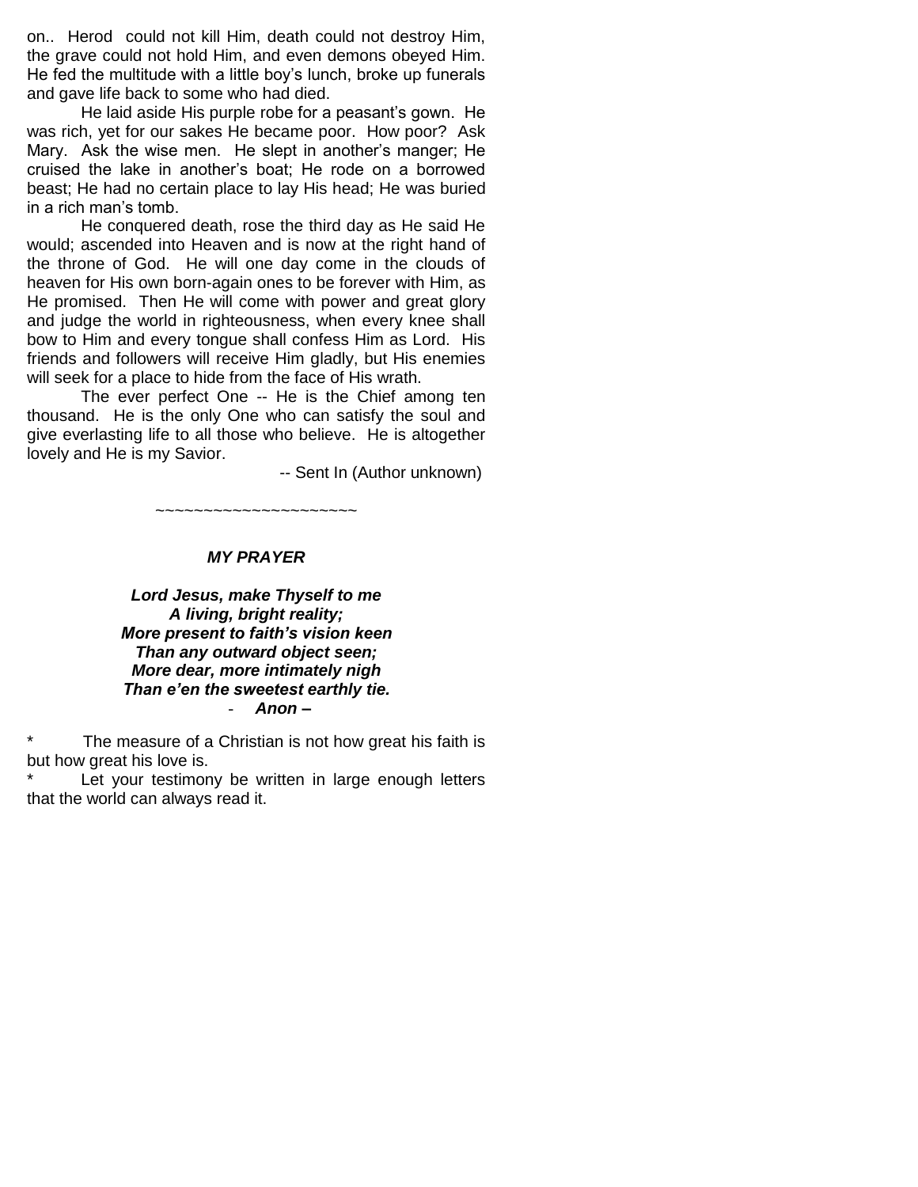on.. Herod could not kill Him, death could not destroy Him, the grave could not hold Him, and even demons obeyed Him. He fed the multitude with a little boy's lunch, broke up funerals and gave life back to some who had died.

He laid aside His purple robe for a peasant's gown. He was rich, yet for our sakes He became poor. How poor? Ask Mary. Ask the wise men. He slept in another's manger; He cruised the lake in another's boat; He rode on a borrowed beast; He had no certain place to lay His head; He was buried in a rich man's tomb.

He conquered death, rose the third day as He said He would; ascended into Heaven and is now at the right hand of the throne of God. He will one day come in the clouds of heaven for His own born-again ones to be forever with Him, as He promised. Then He will come with power and great glory and judge the world in righteousness, when every knee shall bow to Him and every tongue shall confess Him as Lord. His friends and followers will receive Him gladly, but His enemies will seek for a place to hide from the face of His wrath.

The ever perfect One -- He is the Chief among ten thousand. He is the only One who can satisfy the soul and give everlasting life to all those who believe. He is altogether lovely and He is my Savior.

-- Sent In (Author unknown)

~~~~~~~~~~~~~~~~~~~~~

***MY PRAYER***

***Lord Jesus, make Thyself to me***
***A living, bright reality;***
***More present to faith's vision keen***
***Than any outward object seen;***
***More dear, more intimately nigh***
***Than e'en the sweetest earthly tie.***
- ***Anon –***

* The measure of a Christian is not how great his faith is but how great his love is.
* Let your testimony be written in large enough letters that the world can always read it.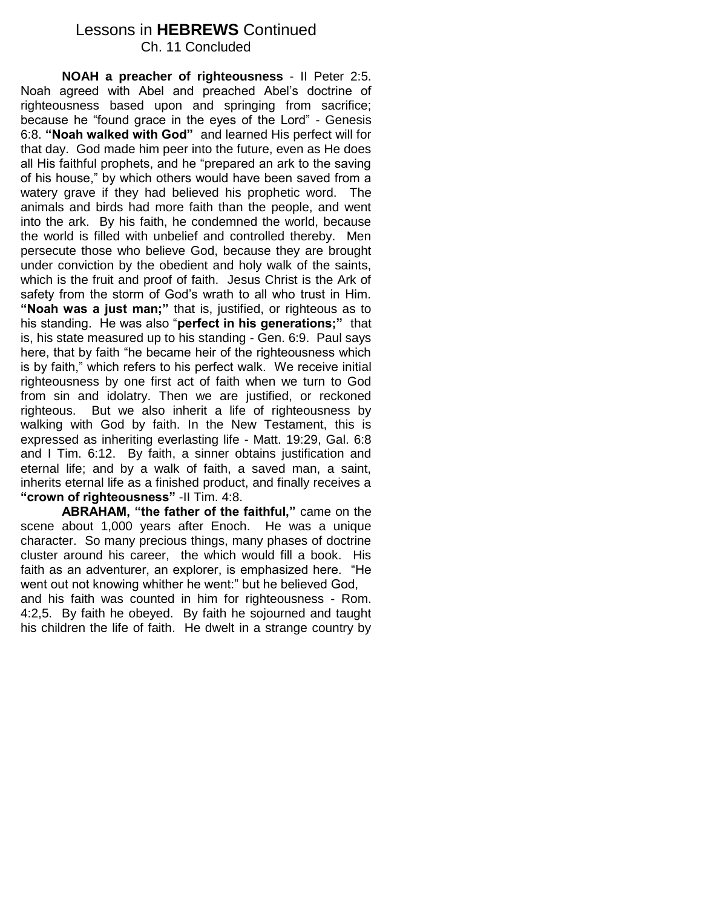# Lessons in **HEBREWS** Continued

## Ch. 11 Concluded

**NOAH a preacher of righteousness** - II Peter 2:5. Noah agreed with Abel and preached Abel's doctrine of righteousness based upon and springing from sacrifice; because he "found grace in the eyes of the Lord" - Genesis 6:8. **"Noah walked with God"** and learned His perfect will for that day. God made him peer into the future, even as He does all His faithful prophets, and he "prepared an ark to the saving of his house," by which others would have been saved from a watery grave if they had believed his prophetic word. The animals and birds had more faith than the people, and went into the ark. By his faith, he condemned the world, because the world is filled with unbelief and controlled thereby. Men persecute those who believe God, because they are brought under conviction by the obedient and holy walk of the saints, which is the fruit and proof of faith. Jesus Christ is the Ark of safety from the storm of God's wrath to all who trust in Him. **"Noah was a just man;"** that is, justified, or righteous as to his standing. He was also "**perfect in his generations;"** that is, his state measured up to his standing - Gen. 6:9. Paul says here, that by faith "he became heir of the righteousness which is by faith," which refers to his perfect walk. We receive initial righteousness by one first act of faith when we turn to God from sin and idolatry. Then we are justified, or reckoned righteous. But we also inherit a life of righteousness by walking with God by faith. In the New Testament, this is expressed as inheriting everlasting life - Matt. 19:29, Gal. 6:8 and I Tim. 6:12. By faith, a sinner obtains justification and eternal life; and by a walk of faith, a saved man, a saint, inherits eternal life as a finished product, and finally receives a **"crown of righteousness"** -II Tim. 4:8.

**ABRAHAM, "the father of the faithful,"** came on the scene about 1,000 years after Enoch. He was a unique character. So many precious things, many phases of doctrine cluster around his career, the which would fill a book. His faith as an adventurer, an explorer, is emphasized here. "He went out not knowing whither he went:" but he believed God, and his faith was counted in him for righteousness - Rom. 4:2,5. By faith he obeyed. By faith he sojourned and taught his children the life of faith. He dwelt in a strange country by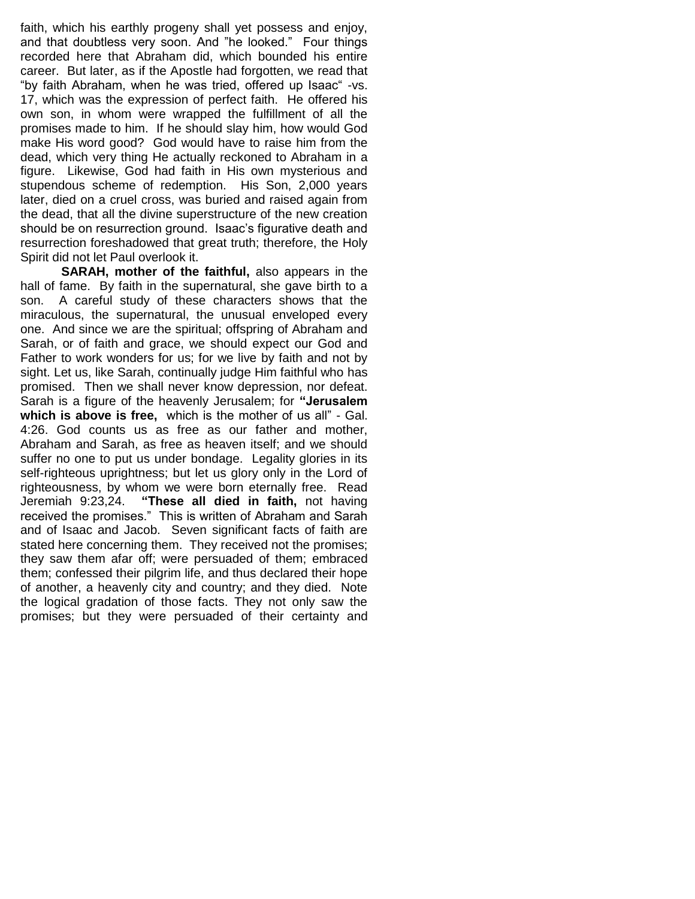faith, which his earthly progeny shall yet possess and enjoy, and that doubtless very soon. And "he looked." Four things recorded here that Abraham did, which bounded his entire career. But later, as if the Apostle had forgotten, we read that "by faith Abraham, when he was tried, offered up Isaac" -vs. 17, which was the expression of perfect faith. He offered his own son, in whom were wrapped the fulfillment of all the promises made to him. If he should slay him, how would God make His word good? God would have to raise him from the dead, which very thing He actually reckoned to Abraham in a figure. Likewise, God had faith in His own mysterious and stupendous scheme of redemption. His Son, 2,000 years later, died on a cruel cross, was buried and raised again from the dead, that all the divine superstructure of the new creation should be on resurrection ground. Isaac's figurative death and resurrection foreshadowed that great truth; therefore, the Holy Spirit did not let Paul overlook it.

**SARAH, mother of the faithful,** also appears in the hall of fame. By faith in the supernatural, she gave birth to a son. A careful study of these characters shows that the miraculous, the supernatural, the unusual enveloped every one. And since we are the spiritual; offspring of Abraham and Sarah, or of faith and grace, we should expect our God and Father to work wonders for us; for we live by faith and not by sight. Let us, like Sarah, continually judge Him faithful who has promised. Then we shall never know depression, nor defeat. Sarah is a figure of the heavenly Jerusalem; for **"Jerusalem which is above is free,** which is the mother of us all" - Gal. 4:26. God counts us as free as our father and mother, Abraham and Sarah, as free as heaven itself; and we should suffer no one to put us under bondage. Legality glories in its self-righteous uprightness; but let us glory only in the Lord of righteousness, by whom we were born eternally free. Read Jeremiah 9:23,24. **"These all died in faith,** not having received the promises." This is written of Abraham and Sarah and of Isaac and Jacob. Seven significant facts of faith are stated here concerning them. They received not the promises; they saw them afar off; were persuaded of them; embraced them; confessed their pilgrim life, and thus declared their hope of another, a heavenly city and country; and they died. Note the logical gradation of those facts. They not only saw the promises; but they were persuaded of their certainty and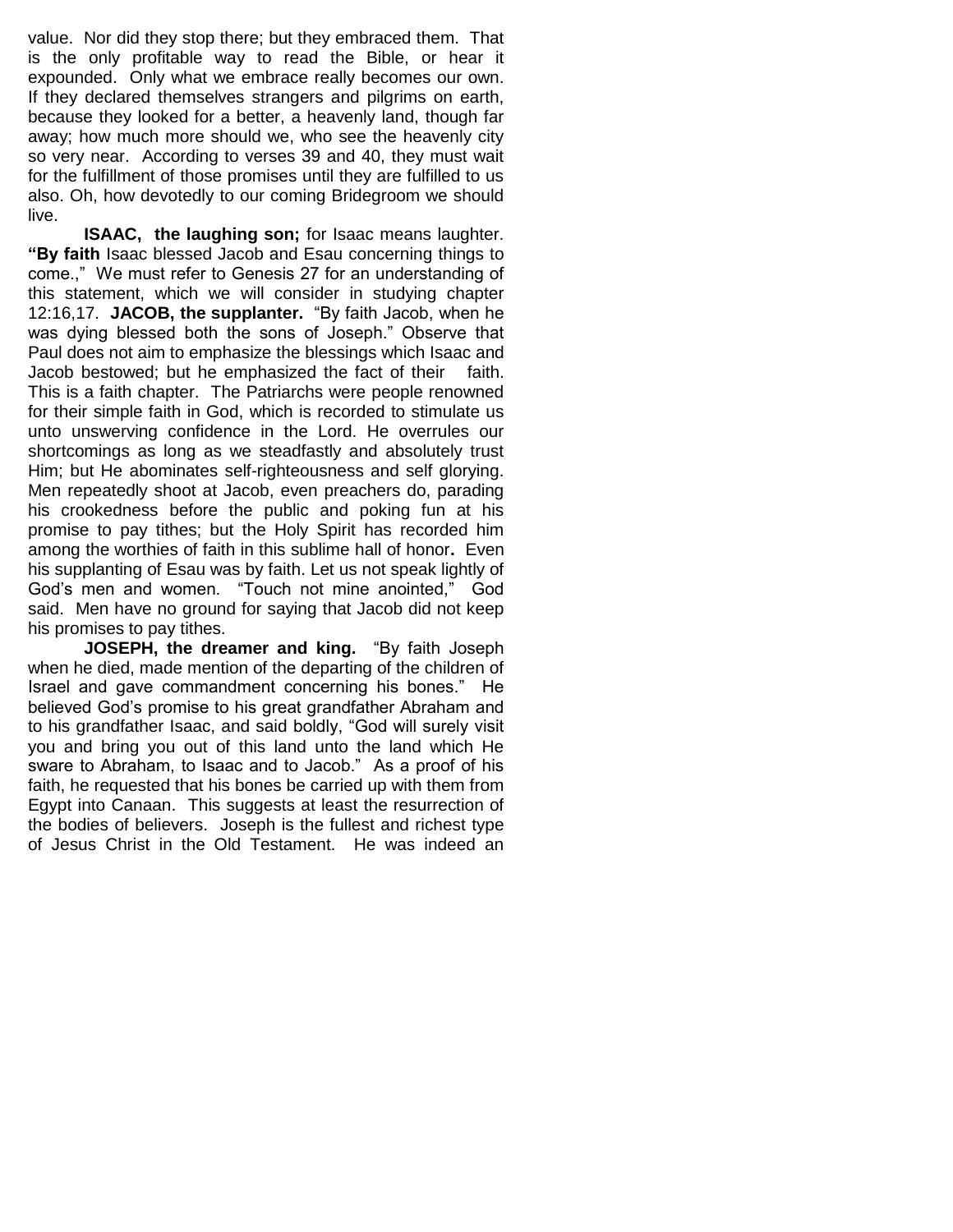value. Nor did they stop there; but they embraced them. That is the only profitable way to read the Bible, or hear it expounded. Only what we embrace really becomes our own. If they declared themselves strangers and pilgrims on earth, because they looked for a better, a heavenly land, though far away; how much more should we, who see the heavenly city so very near. According to verses 39 and 40, they must wait for the fulfillment of those promises until they are fulfilled to us also. Oh, how devotedly to our coming Bridegroom we should live.

**ISAAC, the laughing son;** for Isaac means laughter. **"By faith** Isaac blessed Jacob and Esau concerning things to come.," We must refer to Genesis 27 for an understanding of this statement, which we will consider in studying chapter 12:16,17. **JACOB, the supplanter.** "By faith Jacob, when he was dying blessed both the sons of Joseph." Observe that Paul does not aim to emphasize the blessings which Isaac and Jacob bestowed; but he emphasized the fact of their faith. This is a faith chapter. The Patriarchs were people renowned for their simple faith in God, which is recorded to stimulate us unto unswerving confidence in the Lord. He overrules our shortcomings as long as we steadfastly and absolutely trust Him; but He abominates self-righteousness and self glorying. Men repeatedly shoot at Jacob, even preachers do, parading his crookedness before the public and poking fun at his promise to pay tithes; but the Holy Spirit has recorded him among the worthies of faith in this sublime hall of honor**.** Even his supplanting of Esau was by faith. Let us not speak lightly of God's men and women. "Touch not mine anointed," God said. Men have no ground for saying that Jacob did not keep his promises to pay tithes.

**JOSEPH, the dreamer and king.** "By faith Joseph when he died, made mention of the departing of the children of Israel and gave commandment concerning his bones." He believed God's promise to his great grandfather Abraham and to his grandfather Isaac, and said boldly, "God will surely visit you and bring you out of this land unto the land which He sware to Abraham, to Isaac and to Jacob." As a proof of his faith, he requested that his bones be carried up with them from Egypt into Canaan. This suggests at least the resurrection of the bodies of believers. Joseph is the fullest and richest type of Jesus Christ in the Old Testament. He was indeed an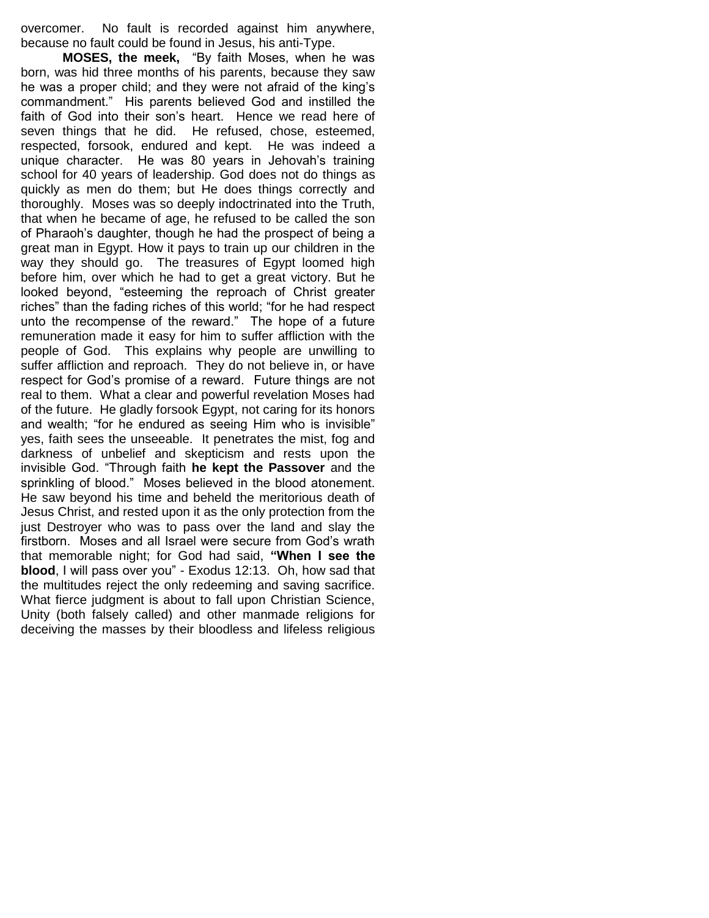overcomer. No fault is recorded against him anywhere, because no fault could be found in Jesus, his anti-Type.

**MOSES, the meek,** "By faith Moses, when he was born, was hid three months of his parents, because they saw he was a proper child; and they were not afraid of the king's commandment." His parents believed God and instilled the faith of God into their son's heart. Hence we read here of seven things that he did. He refused, chose, esteemed, respected, forsook, endured and kept. He was indeed a unique character. He was 80 years in Jehovah's training school for 40 years of leadership. God does not do things as quickly as men do them; but He does things correctly and thoroughly. Moses was so deeply indoctrinated into the Truth, that when he became of age, he refused to be called the son of Pharaoh's daughter, though he had the prospect of being a great man in Egypt. How it pays to train up our children in the way they should go. The treasures of Egypt loomed high before him, over which he had to get a great victory. But he looked beyond, "esteeming the reproach of Christ greater riches" than the fading riches of this world; "for he had respect unto the recompense of the reward." The hope of a future remuneration made it easy for him to suffer affliction with the people of God. This explains why people are unwilling to suffer affliction and reproach. They do not believe in, or have respect for God's promise of a reward. Future things are not real to them. What a clear and powerful revelation Moses had of the future. He gladly forsook Egypt, not caring for its honors and wealth; "for he endured as seeing Him who is invisible" yes, faith sees the unseeable. It penetrates the mist, fog and darkness of unbelief and skepticism and rests upon the invisible God. "Through faith **he kept the Passover** and the sprinkling of blood." Moses believed in the blood atonement. He saw beyond his time and beheld the meritorious death of Jesus Christ, and rested upon it as the only protection from the just Destroyer who was to pass over the land and slay the firstborn. Moses and all Israel were secure from God's wrath that memorable night; for God had said, **"When I see the blood**, I will pass over you" - Exodus 12:13. Oh, how sad that the multitudes reject the only redeeming and saving sacrifice. What fierce judgment is about to fall upon Christian Science, Unity (both falsely called) and other manmade religions for deceiving the masses by their bloodless and lifeless religious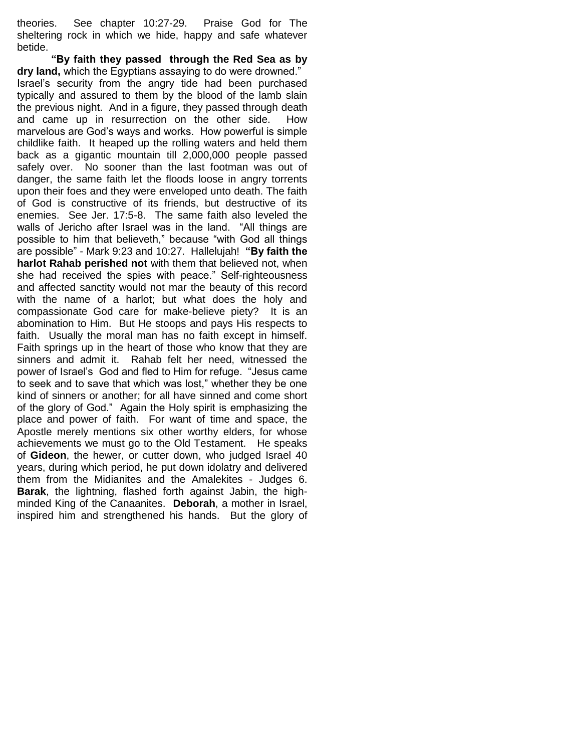theories. See chapter 10:27-29. Praise God for The sheltering rock in which we hide, happy and safe whatever betide.

**"By faith they passed through the Red Sea as by dry land,** which the Egyptians assaying to do were drowned." Israel's security from the angry tide had been purchased typically and assured to them by the blood of the lamb slain the previous night. And in a figure, they passed through death and came up in resurrection on the other side. How marvelous are God's ways and works. How powerful is simple childlike faith. It heaped up the rolling waters and held them back as a gigantic mountain till 2,000,000 people passed safely over. No sooner than the last footman was out of danger, the same faith let the floods loose in angry torrents upon their foes and they were enveloped unto death. The faith of God is constructive of its friends, but destructive of its enemies. See Jer. 17:5-8. The same faith also leveled the walls of Jericho after Israel was in the land. "All things are possible to him that believeth," because "with God all things are possible" - Mark 9:23 and 10:27. Hallelujah! **"By faith the harlot Rahab perished not** with them that believed not, when she had received the spies with peace." Self-righteousness and affected sanctity would not mar the beauty of this record with the name of a harlot; but what does the holy and compassionate God care for make-believe piety? It is an abomination to Him. But He stoops and pays His respects to faith. Usually the moral man has no faith except in himself. Faith springs up in the heart of those who know that they are sinners and admit it. Rahab felt her need, witnessed the power of Israel's God and fled to Him for refuge. "Jesus came to seek and to save that which was lost," whether they be one kind of sinners or another; for all have sinned and come short of the glory of God." Again the Holy spirit is emphasizing the place and power of faith. For want of time and space, the Apostle merely mentions six other worthy elders, for whose achievements we must go to the Old Testament. He speaks of **Gideon**, the hewer, or cutter down, who judged Israel 40 years, during which period, he put down idolatry and delivered them from the Midianites and the Amalekites - Judges 6. **Barak**, the lightning, flashed forth against Jabin, the high-minded King of the Canaanites. **Deborah**, a mother in Israel, inspired him and strengthened his hands. But the glory of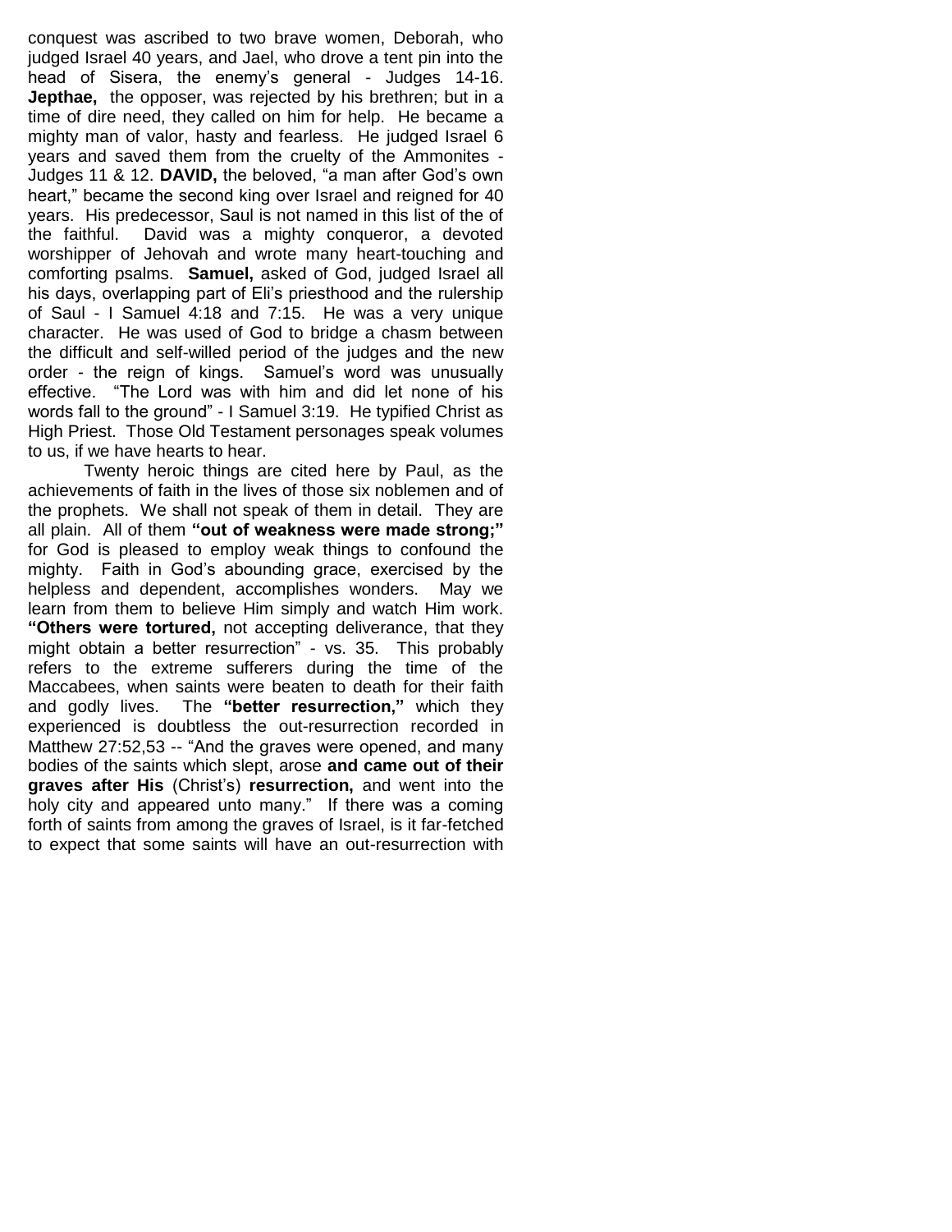conquest was ascribed to two brave women, Deborah, who judged Israel 40 years, and Jael, who drove a tent pin into the head of Sisera, the enemy's general - Judges 14-16. **Jepthae,** the opposer, was rejected by his brethren; but in a time of dire need, they called on him for help. He became a mighty man of valor, hasty and fearless. He judged Israel 6 years and saved them from the cruelty of the Ammonites - Judges 11 & 12. **DAVID,** the beloved, "a man after God's own heart," became the second king over Israel and reigned for 40 years. His predecessor, Saul is not named in this list of the of the faithful. David was a mighty conqueror, a devoted worshipper of Jehovah and wrote many heart-touching and comforting psalms. **Samuel,** asked of God, judged Israel all his days, overlapping part of Eli's priesthood and the rulership of Saul - I Samuel 4:18 and 7:15. He was a very unique character. He was used of God to bridge a chasm between the difficult and self-willed period of the judges and the new order - the reign of kings. Samuel's word was unusually effective. "The Lord was with him and did let none of his words fall to the ground" - I Samuel 3:19. He typified Christ as High Priest. Those Old Testament personages speak volumes to us, if we have hearts to hear.

Twenty heroic things are cited here by Paul, as the achievements of faith in the lives of those six noblemen and of the prophets. We shall not speak of them in detail. They are all plain. All of them **"out of weakness were made strong;"** for God is pleased to employ weak things to confound the mighty. Faith in God's abounding grace, exercised by the helpless and dependent, accomplishes wonders. May we learn from them to believe Him simply and watch Him work. **"Others were tortured,** not accepting deliverance, that they might obtain a better resurrection" - vs. 35. This probably refers to the extreme sufferers during the time of the Maccabees, when saints were beaten to death for their faith and godly lives. The **"better resurrection,"** which they experienced is doubtless the out-resurrection recorded in Matthew 27:52,53 -- "And the graves were opened, and many bodies of the saints which slept, arose **and came out of their graves after His** (Christ's) **resurrection,** and went into the holy city and appeared unto many." If there was a coming forth of saints from among the graves of Israel, is it far-fetched to expect that some saints will have an out-resurrection with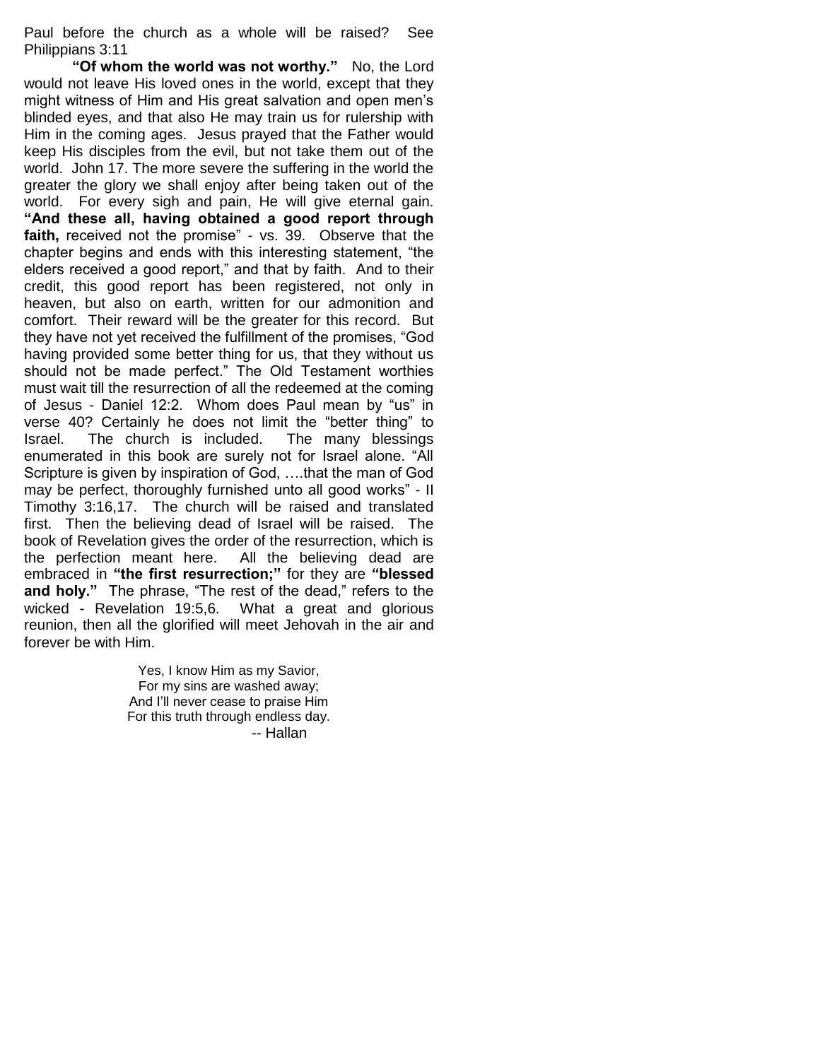Paul before the church as a whole will be raised? See Philippians 3:11

**"Of whom the world was not worthy."** No, the Lord would not leave His loved ones in the world, except that they might witness of Him and His great salvation and open men's blinded eyes, and that also He may train us for rulership with Him in the coming ages. Jesus prayed that the Father would keep His disciples from the evil, but not take them out of the world. John 17. The more severe the suffering in the world the greater the glory we shall enjoy after being taken out of the world. For every sigh and pain, He will give eternal gain. **"And these all, having obtained a good report through faith,** received not the promise" - vs. 39. Observe that the chapter begins and ends with this interesting statement, "the elders received a good report," and that by faith. And to their credit, this good report has been registered, not only in heaven, but also on earth, written for our admonition and comfort. Their reward will be the greater for this record. But they have not yet received the fulfillment of the promises, "God having provided some better thing for us, that they without us should not be made perfect." The Old Testament worthies must wait till the resurrection of all the redeemed at the coming of Jesus - Daniel 12:2. Whom does Paul mean by "us" in verse 40? Certainly he does not limit the "better thing" to Israel. The church is included. The many blessings enumerated in this book are surely not for Israel alone. "All Scripture is given by inspiration of God, ….that the man of God may be perfect, thoroughly furnished unto all good works" - II Timothy 3:16,17. The church will be raised and translated first. Then the believing dead of Israel will be raised. The book of Revelation gives the order of the resurrection, which is the perfection meant here. All the believing dead are embraced in **"the first resurrection;"** for they are **"blessed and holy."** The phrase, "The rest of the dead," refers to the wicked - Revelation 19:5,6. What a great and glorious reunion, then all the glorified will meet Jehovah in the air and forever be with Him.

Yes, I know Him as my Savior,
For my sins are washed away;
And I'll never cease to praise Him
For this truth through endless day.
-- Hallan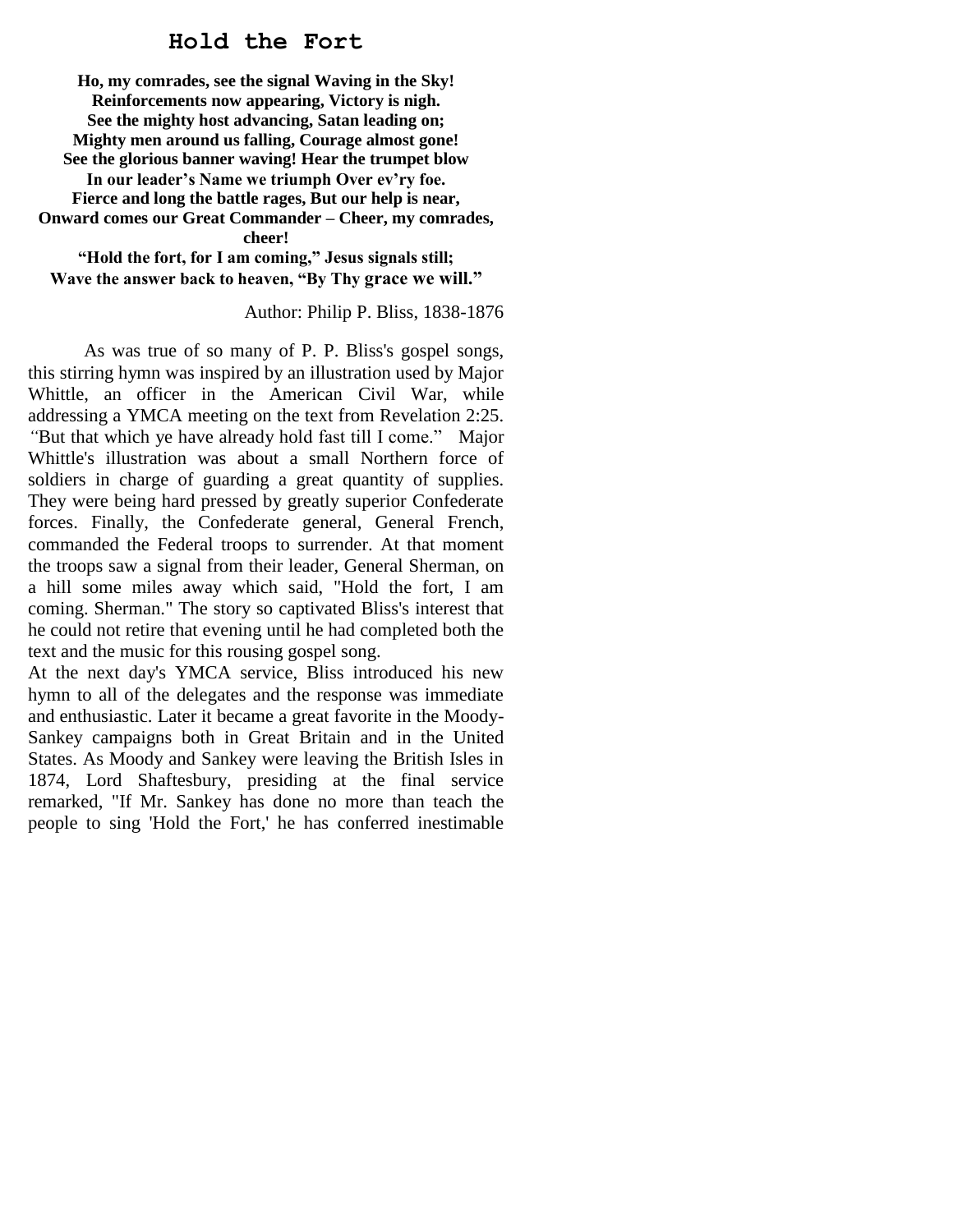# Hold the Fort

**Ho, my comrades, see the signal Waving in the Sky!**
**Reinforcements now appearing, Victory is nigh.**
**See the mighty host advancing, Satan leading on;**
**Mighty men around us falling, Courage almost gone!**
**See the glorious banner waving! Hear the trumpet blow**
**In our leader's Name we triumph Over ev'ry foe.**
**Fierce and long the battle rages, But our help is near,**
**Onward comes our Great Commander – Cheer, my comrades, cheer!**
**"Hold the fort, for I am coming," Jesus signals still;**
**Wave the answer back to heaven, "By Thy grace we will."**

Author: Philip P. Bliss, 1838-1876

As was true of so many of P. P. Bliss's gospel songs, this stirring hymn was inspired by an illustration used by Major Whittle, an officer in the American Civil War, while addressing a YMCA meeting on the text from Revelation 2:25. *"*But that which ye have already hold fast till I come." Major Whittle's illustration was about a small Northern force of soldiers in charge of guarding a great quantity of supplies. They were being hard pressed by greatly superior Confederate forces. Finally, the Confederate general, General French, commanded the Federal troops to surrender. At that moment the troops saw a signal from their leader, General Sherman, on a hill some miles away which said, "Hold the fort, I am coming. Sherman." The story so captivated Bliss's interest that he could not retire that evening until he had completed both the text and the music for this rousing gospel song.

At the next day's YMCA service, Bliss introduced his new hymn to all of the delegates and the response was immediate and enthusiastic. Later it became a great favorite in the Moody-Sankey campaigns both in Great Britain and in the United States. As Moody and Sankey were leaving the British Isles in 1874, Lord Shaftesbury, presiding at the final service remarked, "If Mr. Sankey has done no more than teach the people to sing 'Hold the Fort,' he has conferred inestimable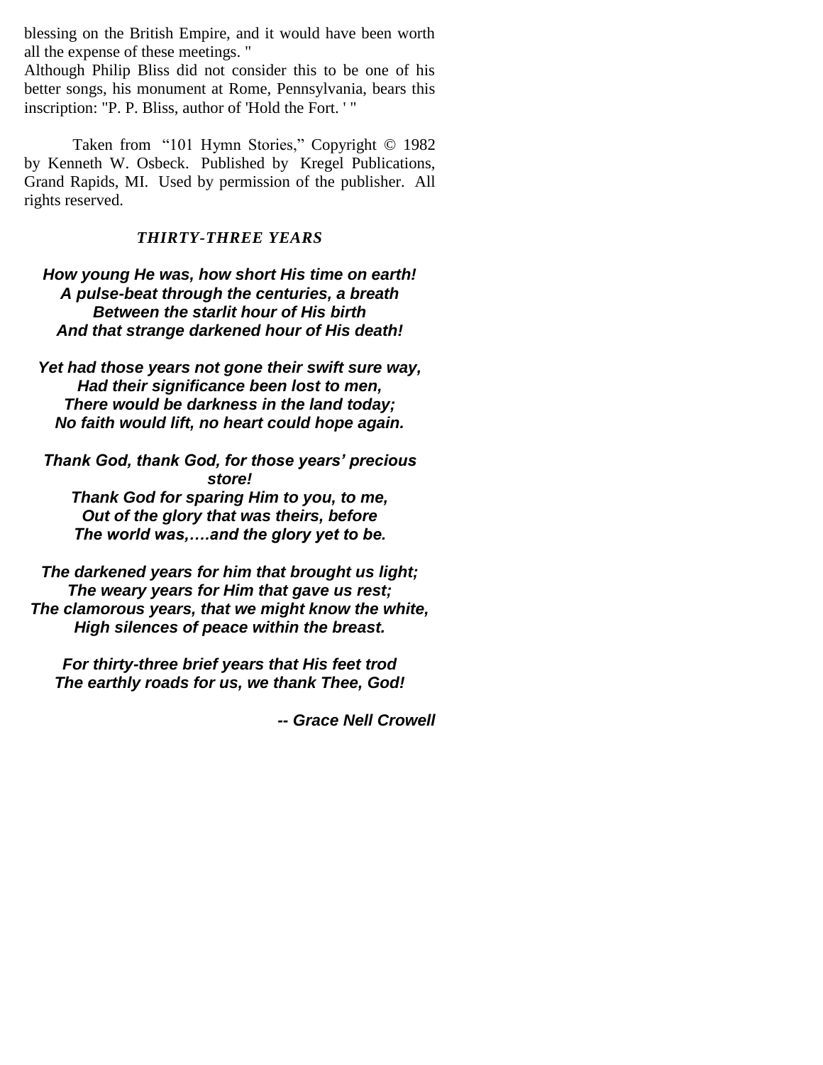blessing on the British Empire, and it would have been worth all the expense of these meetings. "

Although Philip Bliss did not consider this to be one of his better songs, his monument at Rome, Pennsylvania, bears this inscription: "P. P. Bliss, author of 'Hold the Fort. ' "

Taken from "101 Hymn Stories," Copyright © 1982 by Kenneth W. Osbeck. Published by Kregel Publications, Grand Rapids, MI. Used by permission of the publisher. All rights reserved.

### *THIRTY-THREE YEARS*

***How young He was, how short His time on earth!***
***A pulse-beat through the centuries, a breath***
***Between the starlit hour of His birth***
***And that strange darkened hour of His death!***

***Yet had those years not gone their swift sure way,***
***Had their significance been lost to men,***
***There would be darkness in the land today;***
***No faith would lift, no heart could hope again.***

***Thank God, thank God, for those years' precious store!***
***Thank God for sparing Him to you, to me,***
***Out of the glory that was theirs, before***
***The world was,….and the glory yet to be.***

***The darkened years for him that brought us light;***
***The weary years for Him that gave us rest;***
***The clamorous years, that we might know the white,***
***High silences of peace within the breast.***

***For thirty-three brief years that His feet trod***
***The earthly roads for us, we thank Thee, God!***

***-- Grace Nell Crowell***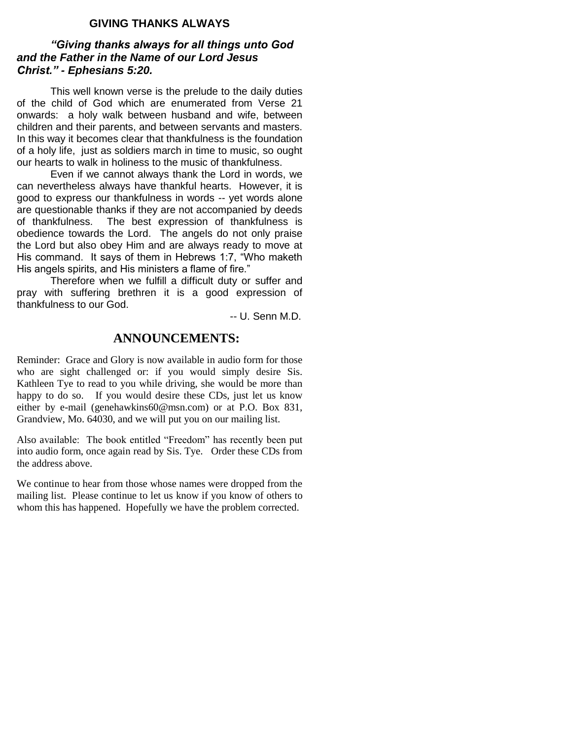## GIVING THANKS ALWAYS

***"Giving thanks always for all things unto God and the Father in the Name of our Lord Jesus Christ." - Ephesians 5:20.***

This well known verse is the prelude to the daily duties of the child of God which are enumerated from Verse 21 onwards: a holy walk between husband and wife, between children and their parents, and between servants and masters. In this way it becomes clear that thankfulness is the foundation of a holy life, just as soldiers march in time to music, so ought our hearts to walk in holiness to the music of thankfulness.

Even if we cannot always thank the Lord in words, we can nevertheless always have thankful hearts. However, it is good to express our thankfulness in words -- yet words alone are questionable thanks if they are not accompanied by deeds of thankfulness. The best expression of thankfulness is obedience towards the Lord. The angels do not only praise the Lord but also obey Him and are always ready to move at His command. It says of them in Hebrews 1:7, "Who maketh His angels spirits, and His ministers a flame of fire."

Therefore when we fulfill a difficult duty or suffer and pray with suffering brethren it is a good expression of thankfulness to our God.

-- U. Senn M.D.

## ANNOUNCEMENTS:

Reminder: Grace and Glory is now available in audio form for those who are sight challenged or: if you would simply desire Sis. Kathleen Tye to read to you while driving, she would be more than happy to do so. If you would desire these CDs, just let us know either by e-mail (genehawkins60@msn.com) or at P.O. Box 831, Grandview, Mo. 64030, and we will put you on our mailing list.

Also available: The book entitled "Freedom" has recently been put into audio form, once again read by Sis. Tye. Order these CDs from the address above.

We continue to hear from those whose names were dropped from the mailing list. Please continue to let us know if you know of others to whom this has happened. Hopefully we have the problem corrected.